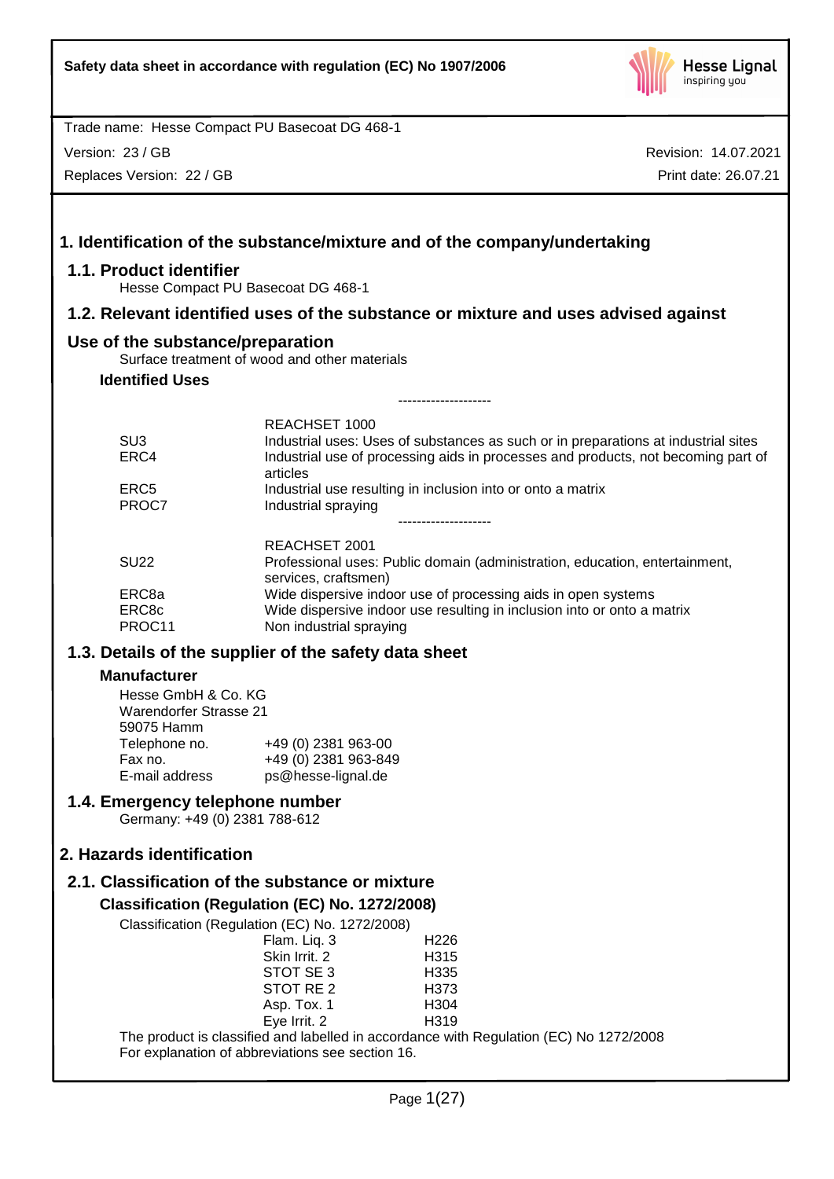Safety data sheet in accordance with regulation (EC) No 1907/2006

Trade name: Hesse Compact PU Basecoat DG 468-1

Version: 23 / GB

Replaces Version: 22 / GB

Revision: 14.07.2021

Print date: 26.07.21

# 1. Identification of the substance/mixture and of the company/undertaking

## 1.1. Product identifier

Hesse Compact PU Basecoat DG 468-1

## 1.2. Relevant identified uses of the substance or mixture and uses advised against

## Use of the substance/preparation

Surface treatment of wood and other materials

### Identified Uses

--------------------

| | |
|---|---|
| | REACHSET 1000 |
| SU3 | Industrial uses: Uses of substances as such or in preparations at industrial sites |
| ERC4 | Industrial use of processing aids in processes and products, not becoming part of articles |
| ERC5 | Industrial use resulting in inclusion into or onto a matrix |
| PROC7 | Industrial spraying |

--------------------

| | |
|---|---|
| | REACHSET 2001 |
| SU22 | Professional uses: Public domain (administration, education, entertainment, services, craftsmen) |
| ERC8a | Wide dispersive indoor use of processing aids in open systems |
| ERC8c | Wide dispersive indoor use resulting in inclusion into or onto a matrix |
| PROC11 | Non industrial spraying |

## 1.3. Details of the supplier of the safety data sheet

### Manufacturer

Hesse GmbH & Co. KG
Warendorfer Strasse 21
59075 Hamm

| | |
|---|---|
| Telephone no. | +49 (0) 2381 963-00 |
| Fax no. | +49 (0) 2381 963-849 |
| E-mail address | ps@hesse-lignal.de |

## 1.4. Emergency telephone number

Germany: +49 (0) 2381 788-612

# 2. Hazards identification

## 2.1. Classification of the substance or mixture

### Classification (Regulation (EC) No. 1272/2008)

Classification (Regulation (EC) No. 1272/2008)

| | |
|---|---|
| Flam. Liq. 3 | H226 |
| Skin Irrit. 2 | H315 |
| STOT SE 3 | H335 |
| STOT RE 2 | H373 |
| Asp. Tox. 1 | H304 |
| Eye Irrit. 2 | H319 |

The product is classified and labelled in accordance with Regulation (EC) No 1272/2008
For explanation of abbreviations see section 16.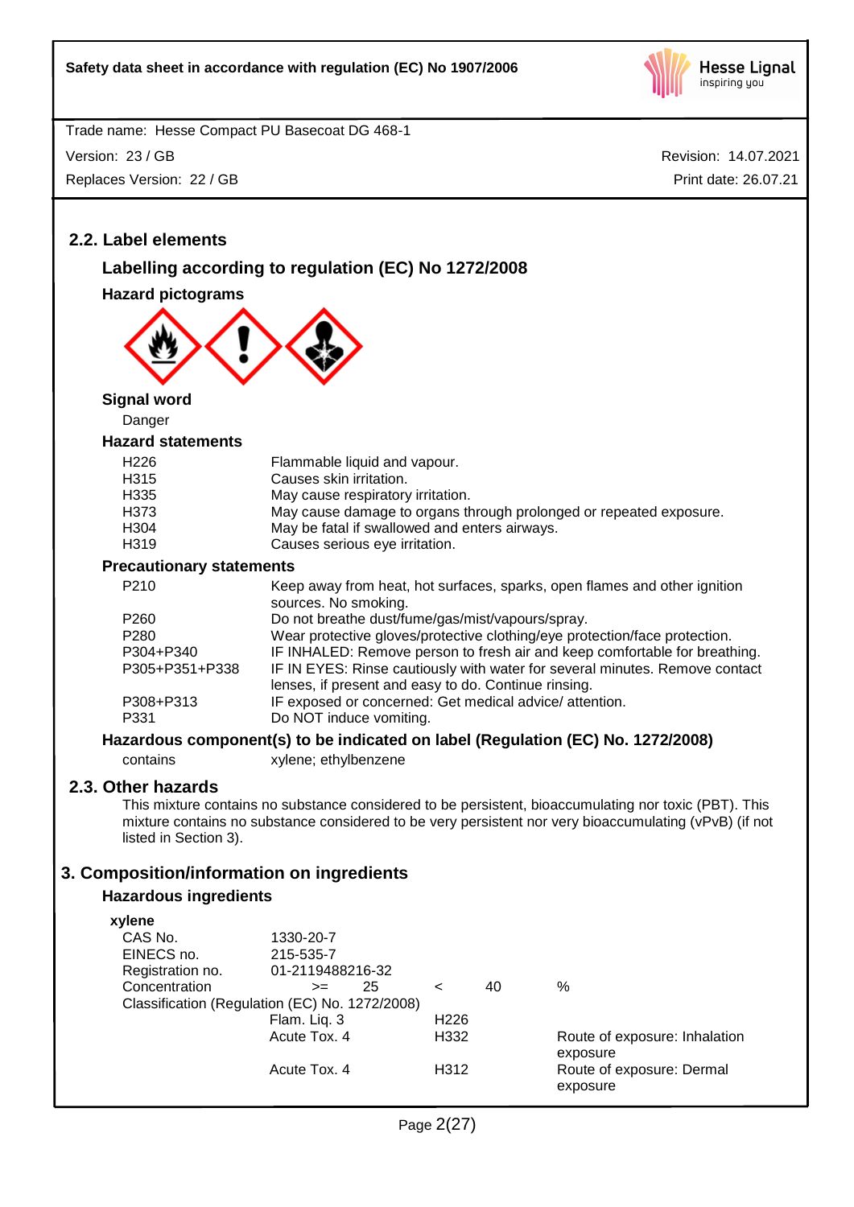Safety data sheet in accordance with regulation (EC) No 1907/2006

Trade name: Hesse Compact PU Basecoat DG 468-1

Version: 23 / GB

Replaces Version: 22 / GB

Revision: 14.07.2021

Print date: 26.07.21

## 2.2. Label elements

### Labelling according to regulation (EC) No 1272/2008

#### Hazard pictograms

#### Signal word

Danger

#### Hazard statements

| | |
|---|---|
| H226 | Flammable liquid and vapour. |
| H315 | Causes skin irritation. |
| H335 | May cause respiratory irritation. |
| H373 | May cause damage to organs through prolonged or repeated exposure. |
| H304 | May be fatal if swallowed and enters airways. |
| H319 | Causes serious eye irritation. |

#### Precautionary statements

| | |
|---|---|
| P210 | Keep away from heat, hot surfaces, sparks, open flames and other ignition sources. No smoking. |
| P260 | Do not breathe dust/fume/gas/mist/vapours/spray. |
| P280 | Wear protective gloves/protective clothing/eye protection/face protection. |
| P304+P340 | IF INHALED: Remove person to fresh air and keep comfortable for breathing. |
| P305+P351+P338 | IF IN EYES: Rinse cautiously with water for several minutes. Remove contact lenses, if present and easy to do. Continue rinsing. |
| P308+P313 | IF exposed or concerned: Get medical advice/ attention. |
| P331 | Do NOT induce vomiting. |

#### Hazardous component(s) to be indicated on label (Regulation (EC) No. 1272/2008)

contains xylene; ethylbenzene

## 2.3. Other hazards

This mixture contains no substance considered to be persistent, bioaccumulating nor toxic (PBT). This mixture contains no substance considered to be very persistent nor very bioaccumulating (vPvB) (if not listed in Section 3).

# 3. Composition/information on ingredients

## Hazardous ingredients

**xylene**

| | | | |
|---|---|---|---|
| CAS No. | 1330-20-7 | | |
| EINECS no. | 215-535-7 | | |
| Registration no. | 01-2119488216-32 | | |
| Concentration | >= 25 | < 40 | % |

Classification (Regulation (EC) No. 1272/2008)

| | | |
|---|---|---|
| Flam. Liq. 3 | H226 | |
| Acute Tox. 4 | H332 | Route of exposure: Inhalation exposure |
| Acute Tox. 4 | H312 | Route of exposure: Dermal exposure |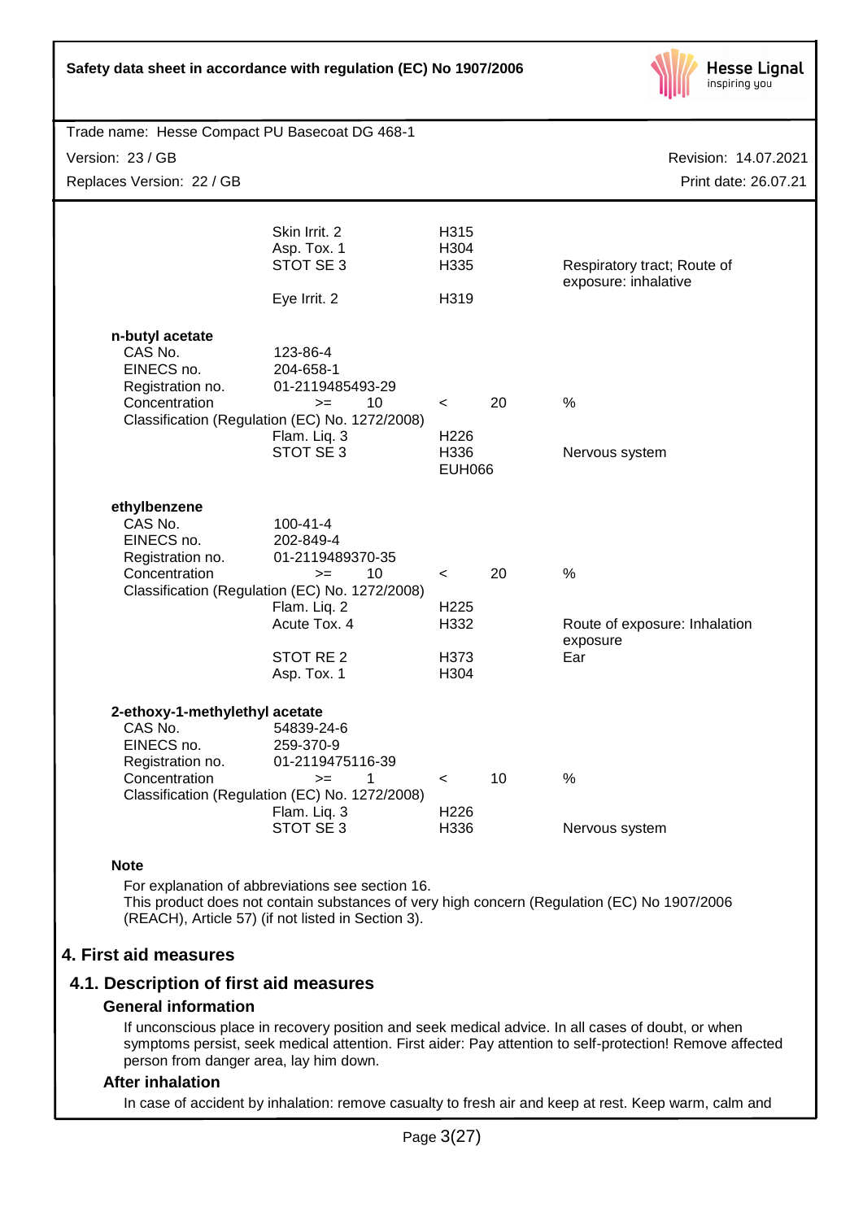| | | | | |
|---|---|---|---|---|
| | Skin Irrit. 2 | H315 | | |
| | Asp. Tox. 1 | H304 | | |
| | STOT SE 3 | H335 | | Respiratory tract; Route of exposure: inhalative |
| | Eye Irrit. 2 | H319 | | |

**n-butyl acetate**

| | | | | |
|---|---|---|---|---|
| CAS No. | 123-86-4 | | | |
| EINECS no. | 204-658-1 | | | |
| Registration no. | 01-2119485493-29 | | | |
| Concentration | >= 10 | < | 20 | % |
| Classification (Regulation (EC) No. 1272/2008) | | | | |
| | Flam. Liq. 3 | H226 | | |
| | STOT SE 3 | H336 | | Nervous system |
| | | EUH066 | | |

**ethylbenzene**

| | | | | |
|---|---|---|---|---|
| CAS No. | 100-41-4 | | | |
| EINECS no. | 202-849-4 | | | |
| Registration no. | 01-2119489370-35 | | | |
| Concentration | >= 10 | < | 20 | % |
| Classification (Regulation (EC) No. 1272/2008) | | | | |
| | Flam. Liq. 2 | H225 | | |
| | Acute Tox. 4 | H332 | | Route of exposure: Inhalation exposure |
| | STOT RE 2 | H373 | | Ear |
| | Asp. Tox. 1 | H304 | | |

**2-ethoxy-1-methylethyl acetate**

| | | | | |
|---|---|---|---|---|
| CAS No. | 54839-24-6 | | | |
| EINECS no. | 259-370-9 | | | |
| Registration no. | 01-2119475116-39 | | | |
| Concentration | >= 1 | < | 10 | % |
| Classification (Regulation (EC) No. 1272/2008) | | | | |
| | Flam. Liq. 3 | H226 | | |
| | STOT SE 3 | H336 | | Nervous system |

**Note**

For explanation of abbreviations see section 16.
This product does not contain substances of very high concern (Regulation (EC) No 1907/2006 (REACH), Article 57) (if not listed in Section 3).

# 4. First aid measures

## 4.1. Description of first aid measures

### General information

If unconscious place in recovery position and seek medical advice. In all cases of doubt, or when symptoms persist, seek medical attention. First aider: Pay attention to self-protection! Remove affected person from danger area, lay him down.

### After inhalation

In case of accident by inhalation: remove casualty to fresh air and keep at rest. Keep warm, calm and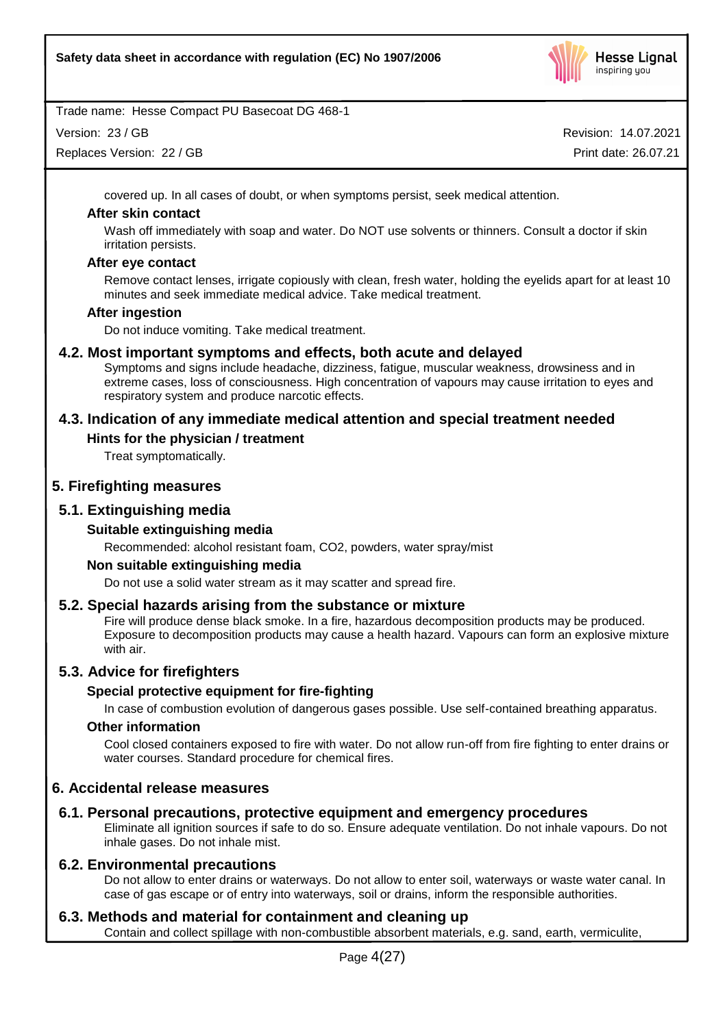covered up. In all cases of doubt, or when symptoms persist, seek medical attention.

**After skin contact**

Wash off immediately with soap and water. Do NOT use solvents or thinners. Consult a doctor if skin irritation persists.

**After eye contact**

Remove contact lenses, irrigate copiously with clean, fresh water, holding the eyelids apart for at least 10 minutes and seek immediate medical advice. Take medical treatment.

**After ingestion**

Do not induce vomiting. Take medical treatment.

### 4.2. Most important symptoms and effects, both acute and delayed

Symptoms and signs include headache, dizziness, fatigue, muscular weakness, drowsiness and in extreme cases, loss of consciousness. High concentration of vapours may cause irritation to eyes and respiratory system and produce narcotic effects.

### 4.3. Indication of any immediate medical attention and special treatment needed

**Hints for the physician / treatment**

Treat symptomatically.

## 5. Firefighting measures

### 5.1. Extinguishing media

**Suitable extinguishing media**

Recommended: alcohol resistant foam, CO2, powders, water spray/mist

**Non suitable extinguishing media**

Do not use a solid water stream as it may scatter and spread fire.

### 5.2. Special hazards arising from the substance or mixture

Fire will produce dense black smoke. In a fire, hazardous decomposition products may be produced. Exposure to decomposition products may cause a health hazard. Vapours can form an explosive mixture with air.

### 5.3. Advice for firefighters

**Special protective equipment for fire-fighting**

In case of combustion evolution of dangerous gases possible. Use self-contained breathing apparatus.

**Other information**

Cool closed containers exposed to fire with water. Do not allow run-off from fire fighting to enter drains or water courses. Standard procedure for chemical fires.

## 6. Accidental release measures

### 6.1. Personal precautions, protective equipment and emergency procedures

Eliminate all ignition sources if safe to do so. Ensure adequate ventilation. Do not inhale vapours. Do not inhale gases. Do not inhale mist.

### 6.2. Environmental precautions

Do not allow to enter drains or waterways. Do not allow to enter soil, waterways or waste water canal. In case of gas escape or of entry into waterways, soil or drains, inform the responsible authorities.

### 6.3. Methods and material for containment and cleaning up

Contain and collect spillage with non-combustible absorbent materials, e.g. sand, earth, vermiculite,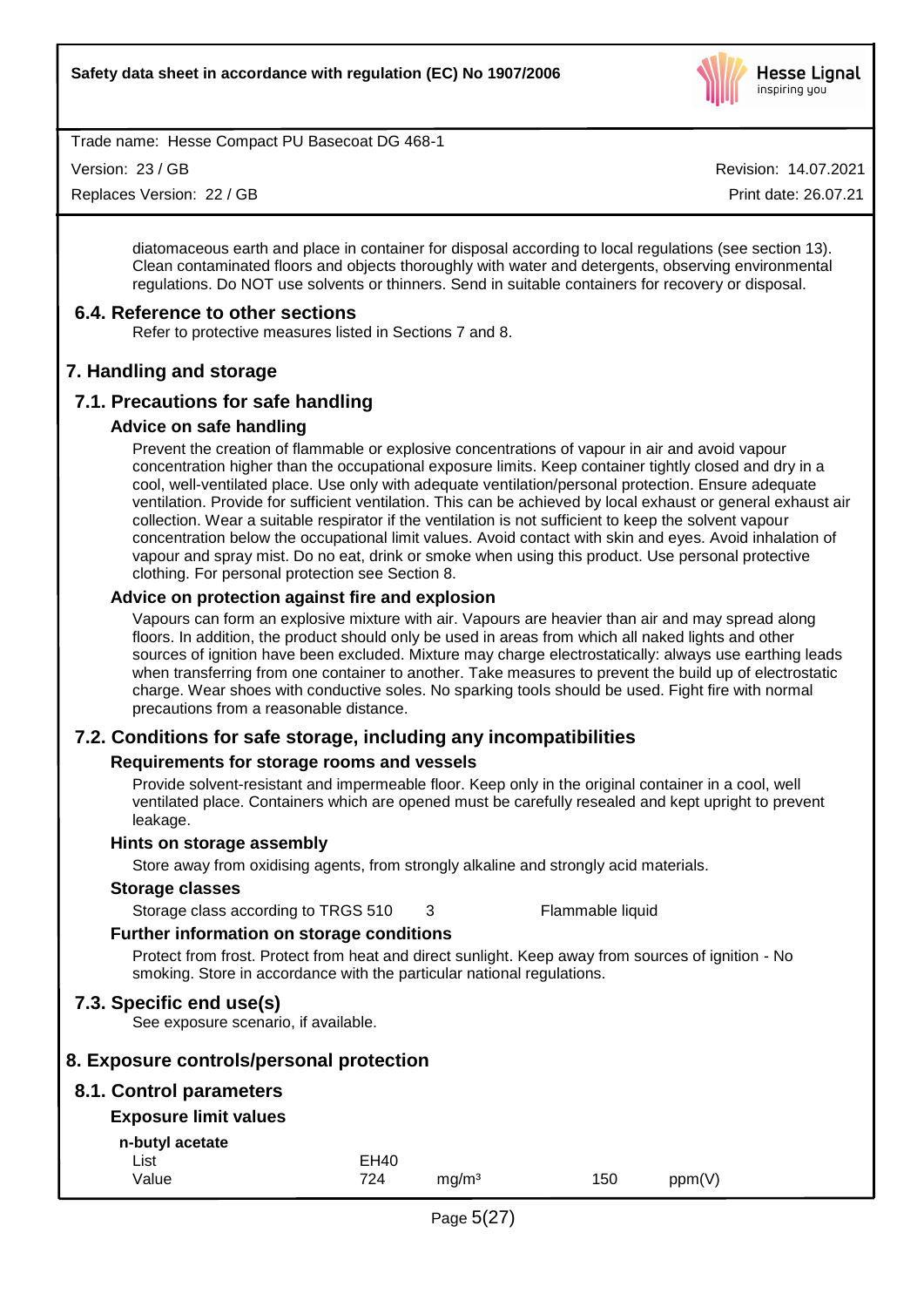diatomaceous earth and place in container for disposal according to local regulations (see section 13). Clean contaminated floors and objects thoroughly with water and detergents, observing environmental regulations. Do NOT use solvents or thinners. Send in suitable containers for recovery or disposal.

### 6.4. Reference to other sections

Refer to protective measures listed in Sections 7 and 8.

## 7. Handling and storage

### 7.1. Precautions for safe handling

#### Advice on safe handling

Prevent the creation of flammable or explosive concentrations of vapour in air and avoid vapour concentration higher than the occupational exposure limits. Keep container tightly closed and dry in a cool, well-ventilated place. Use only with adequate ventilation/personal protection. Ensure adequate ventilation. Provide for sufficient ventilation. This can be achieved by local exhaust or general exhaust air collection. Wear a suitable respirator if the ventilation is not sufficient to keep the solvent vapour concentration below the occupational limit values. Avoid contact with skin and eyes. Avoid inhalation of vapour and spray mist. Do no eat, drink or smoke when using this product. Use personal protective clothing. For personal protection see Section 8.

#### Advice on protection against fire and explosion

Vapours can form an explosive mixture with air. Vapours are heavier than air and may spread along floors. In addition, the product should only be used in areas from which all naked lights and other sources of ignition have been excluded. Mixture may charge electrostatically: always use earthing leads when transferring from one container to another. Take measures to prevent the build up of electrostatic charge. Wear shoes with conductive soles. No sparking tools should be used. Fight fire with normal precautions from a reasonable distance.

### 7.2. Conditions for safe storage, including any incompatibilities

#### Requirements for storage rooms and vessels

Provide solvent-resistant and impermeable floor. Keep only in the original container in a cool, well ventilated place. Containers which are opened must be carefully resealed and kept upright to prevent leakage.

#### Hints on storage assembly

Store away from oxidising agents, from strongly alkaline and strongly acid materials.

#### Storage classes

| Storage class according to TRGS 510 | 3 | Flammable liquid |
|---|---|---|

#### Further information on storage conditions

Protect from frost. Protect from heat and direct sunlight. Keep away from sources of ignition - No smoking. Store in accordance with the particular national regulations.

### 7.3. Specific end use(s)

See exposure scenario, if available.

## 8. Exposure controls/personal protection

### 8.1. Control parameters

#### Exposure limit values

**n-butyl acetate**

| List | EH40 | | | |
|---|---|---|---|---|
| Value | 724 | mg/m³ | 150 | ppm(V) |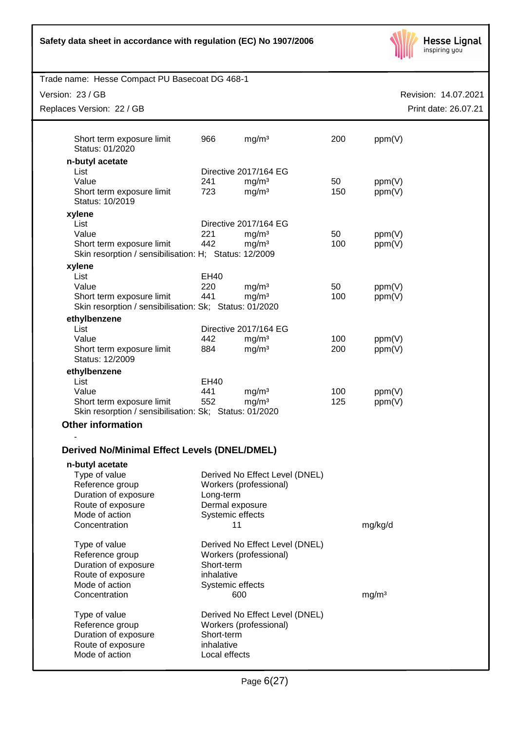| | | | | |
|---|---|---|---|---|
| Short term exposure limit | 966 | mg/m³ | 200 | ppm(V) |
| Status: 01/2020 | | | | |

**n-butyl acetate**

| | | | | |
|---|---|---|---|---|
| List | Directive 2017/164 EG | | | |
| Value | 241 | mg/m³ | 50 | ppm(V) |
| Short term exposure limit | 723 | mg/m³ | 150 | ppm(V) |
| Status: 10/2019 | | | | |

**xylene**

| | | | | |
|---|---|---|---|---|
| List | Directive 2017/164 EG | | | |
| Value | 221 | mg/m³ | 50 | ppm(V) |
| Short term exposure limit | 442 | mg/m³ | 100 | ppm(V) |
| Skin resorption / sensibilisation: H; Status: 12/2009 | | | | |

**xylene**

| | | | | |
|---|---|---|---|---|
| List | EH40 | | | |
| Value | 220 | mg/m³ | 50 | ppm(V) |
| Short term exposure limit | 441 | mg/m³ | 100 | ppm(V) |
| Skin resorption / sensibilisation: Sk; Status: 01/2020 | | | | |

**ethylbenzene**

| | | | | |
|---|---|---|---|---|
| List | Directive 2017/164 EG | | | |
| Value | 442 | mg/m³ | 100 | ppm(V) |
| Short term exposure limit | 884 | mg/m³ | 200 | ppm(V) |
| Status: 12/2009 | | | | |

**ethylbenzene**

| | | | | |
|---|---|---|---|---|
| List | EH40 | | | |
| Value | 441 | mg/m³ | 100 | ppm(V) |
| Short term exposure limit | 552 | mg/m³ | 125 | ppm(V) |
| Skin resorption / sensibilisation: Sk; Status: 01/2020 | | | | |

### Other information

-

### Derived No/Minimal Effect Levels (DNEL/DMEL)

**n-butyl acetate**

| | | |
|---|---|---|
| Type of value | Derived No Effect Level (DNEL) | |
| Reference group | Workers (professional) | |
| Duration of exposure | Long-term | |
| Route of exposure | Dermal exposure | |
| Mode of action | Systemic effects | |
| Concentration | 11 | mg/kg/d |

| | | |
|---|---|---|
| Type of value | Derived No Effect Level (DNEL) | |
| Reference group | Workers (professional) | |
| Duration of exposure | Short-term | |
| Route of exposure | inhalative | |
| Mode of action | Systemic effects | |
| Concentration | 600 | mg/m³ |

| | |
|---|---|
| Type of value | Derived No Effect Level (DNEL) |
| Reference group | Workers (professional) |
| Duration of exposure | Short-term |
| Route of exposure | inhalative |
| Mode of action | Local effects |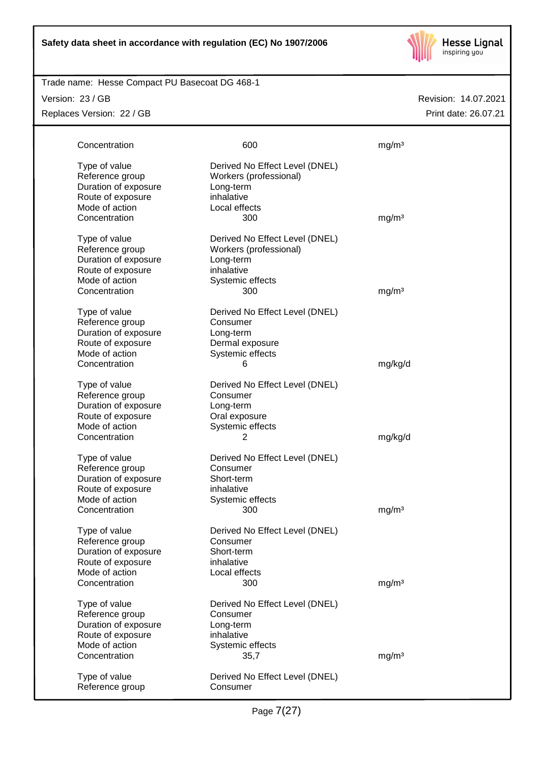| | | |
|---|---|---|
| Concentration | 600 | mg/m³ |
| | | |
| Type of value | Derived No Effect Level (DNEL) | |
| Reference group | Workers (professional) | |
| Duration of exposure | Long-term | |
| Route of exposure | inhalative | |
| Mode of action | Local effects | |
| Concentration | 300 | mg/m³ |
| | | |
| Type of value | Derived No Effect Level (DNEL) | |
| Reference group | Workers (professional) | |
| Duration of exposure | Long-term | |
| Route of exposure | inhalative | |
| Mode of action | Systemic effects | |
| Concentration | 300 | mg/m³ |
| | | |
| Type of value | Derived No Effect Level (DNEL) | |
| Reference group | Consumer | |
| Duration of exposure | Long-term | |
| Route of exposure | Dermal exposure | |
| Mode of action | Systemic effects | |
| Concentration | 6 | mg/kg/d |
| | | |
| Type of value | Derived No Effect Level (DNEL) | |
| Reference group | Consumer | |
| Duration of exposure | Long-term | |
| Route of exposure | Oral exposure | |
| Mode of action | Systemic effects | |
| Concentration | 2 | mg/kg/d |
| | | |
| Type of value | Derived No Effect Level (DNEL) | |
| Reference group | Consumer | |
| Duration of exposure | Short-term | |
| Route of exposure | inhalative | |
| Mode of action | Systemic effects | |
| Concentration | 300 | mg/m³ |
| | | |
| Type of value | Derived No Effect Level (DNEL) | |
| Reference group | Consumer | |
| Duration of exposure | Short-term | |
| Route of exposure | inhalative | |
| Mode of action | Local effects | |
| Concentration | 300 | mg/m³ |
| | | |
| Type of value | Derived No Effect Level (DNEL) | |
| Reference group | Consumer | |
| Duration of exposure | Long-term | |
| Route of exposure | inhalative | |
| Mode of action | Systemic effects | |
| Concentration | 35,7 | mg/m³ |
| | | |
| Type of value | Derived No Effect Level (DNEL) | |
| Reference group | Consumer | |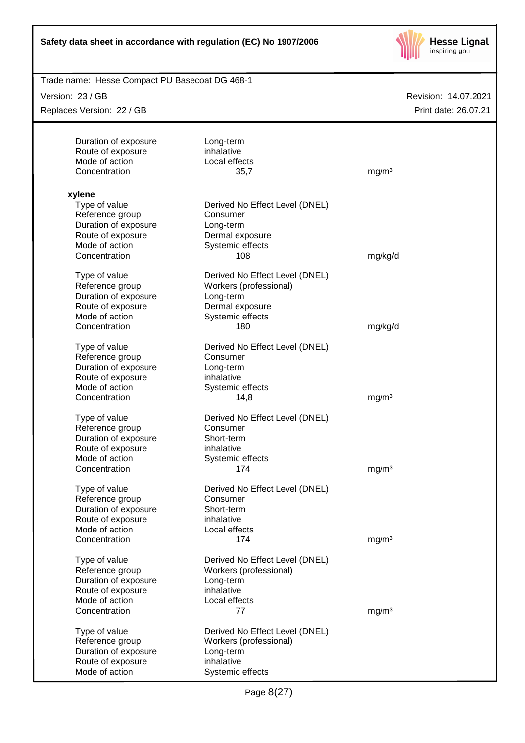| | | |
|---|---|---|
| Duration of exposure | Long-term | |
| Route of exposure | inhalative | |
| Mode of action | Local effects | |
| Concentration | 35,7 | mg/m³ |

**xylene**

| | | |
|---|---|---|
| Type of value | Derived No Effect Level (DNEL) | |
| Reference group | Consumer | |
| Duration of exposure | Long-term | |
| Route of exposure | Dermal exposure | |
| Mode of action | Systemic effects | |
| Concentration | 108 | mg/kg/d |

| | | |
|---|---|---|
| Type of value | Derived No Effect Level (DNEL) | |
| Reference group | Workers (professional) | |
| Duration of exposure | Long-term | |
| Route of exposure | Dermal exposure | |
| Mode of action | Systemic effects | |
| Concentration | 180 | mg/kg/d |

| | | |
|---|---|---|
| Type of value | Derived No Effect Level (DNEL) | |
| Reference group | Consumer | |
| Duration of exposure | Long-term | |
| Route of exposure | inhalative | |
| Mode of action | Systemic effects | |
| Concentration | 14,8 | mg/m³ |

| | | |
|---|---|---|
| Type of value | Derived No Effect Level (DNEL) | |
| Reference group | Consumer | |
| Duration of exposure | Short-term | |
| Route of exposure | inhalative | |
| Mode of action | Systemic effects | |
| Concentration | 174 | mg/m³ |

| | | |
|---|---|---|
| Type of value | Derived No Effect Level (DNEL) | |
| Reference group | Consumer | |
| Duration of exposure | Short-term | |
| Route of exposure | inhalative | |
| Mode of action | Local effects | |
| Concentration | 174 | mg/m³ |

| | | |
|---|---|---|
| Type of value | Derived No Effect Level (DNEL) | |
| Reference group | Workers (professional) | |
| Duration of exposure | Long-term | |
| Route of exposure | inhalative | |
| Mode of action | Local effects | |
| Concentration | 77 | mg/m³ |

| | | |
|---|---|---|
| Type of value | Derived No Effect Level (DNEL) | |
| Reference group | Workers (professional) | |
| Duration of exposure | Long-term | |
| Route of exposure | inhalative | |
| Mode of action | Systemic effects | |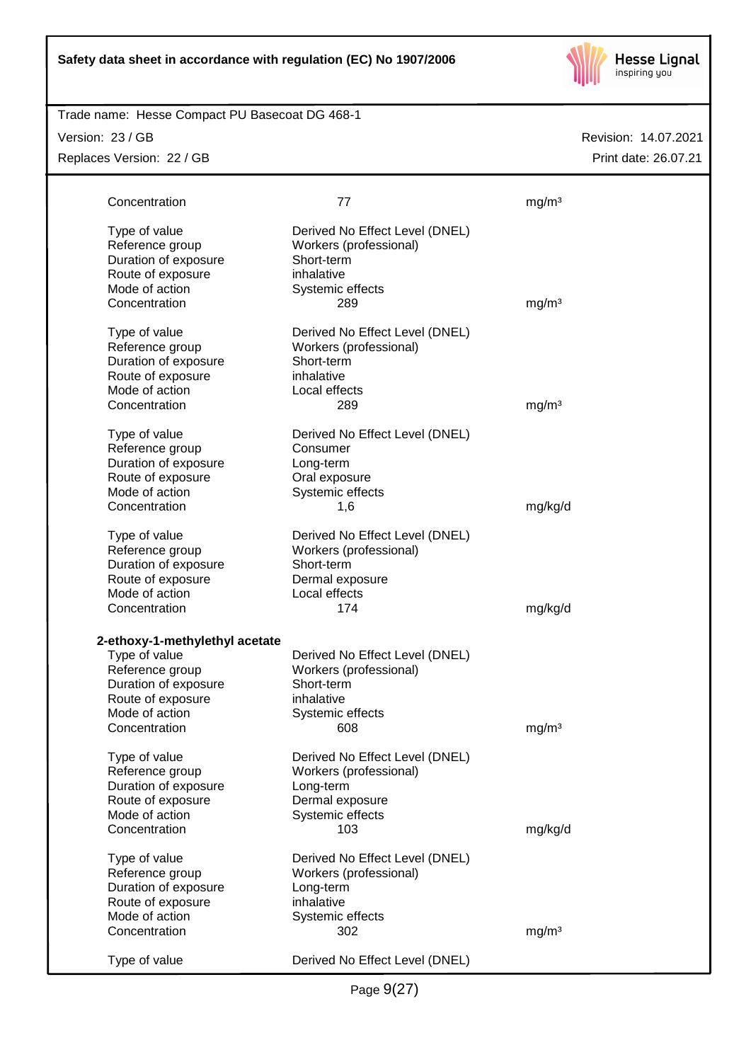| | | |
|---|---|---|
| Concentration | 77 | mg/m³ |
| | | |
| Type of value | Derived No Effect Level (DNEL) | |
| Reference group | Workers (professional) | |
| Duration of exposure | Short-term | |
| Route of exposure | inhalative | |
| Mode of action | Systemic effects | |
| Concentration | 289 | mg/m³ |
| | | |
| Type of value | Derived No Effect Level (DNEL) | |
| Reference group | Workers (professional) | |
| Duration of exposure | Short-term | |
| Route of exposure | inhalative | |
| Mode of action | Local effects | |
| Concentration | 289 | mg/m³ |
| | | |
| Type of value | Derived No Effect Level (DNEL) | |
| Reference group | Consumer | |
| Duration of exposure | Long-term | |
| Route of exposure | Oral exposure | |
| Mode of action | Systemic effects | |
| Concentration | 1,6 | mg/kg/d |
| | | |
| Type of value | Derived No Effect Level (DNEL) | |
| Reference group | Workers (professional) | |
| Duration of exposure | Short-term | |
| Route of exposure | Dermal exposure | |
| Mode of action | Local effects | |
| Concentration | 174 | mg/kg/d |

**2-ethoxy-1-methylethyl acetate**

| | | |
|---|---|---|
| Type of value | Derived No Effect Level (DNEL) | |
| Reference group | Workers (professional) | |
| Duration of exposure | Short-term | |
| Route of exposure | inhalative | |
| Mode of action | Systemic effects | |
| Concentration | 608 | mg/m³ |
| | | |
| Type of value | Derived No Effect Level (DNEL) | |
| Reference group | Workers (professional) | |
| Duration of exposure | Long-term | |
| Route of exposure | Dermal exposure | |
| Mode of action | Systemic effects | |
| Concentration | 103 | mg/kg/d |
| | | |
| Type of value | Derived No Effect Level (DNEL) | |
| Reference group | Workers (professional) | |
| Duration of exposure | Long-term | |
| Route of exposure | inhalative | |
| Mode of action | Systemic effects | |
| Concentration | 302 | mg/m³ |
| | | |
| Type of value | Derived No Effect Level (DNEL) | |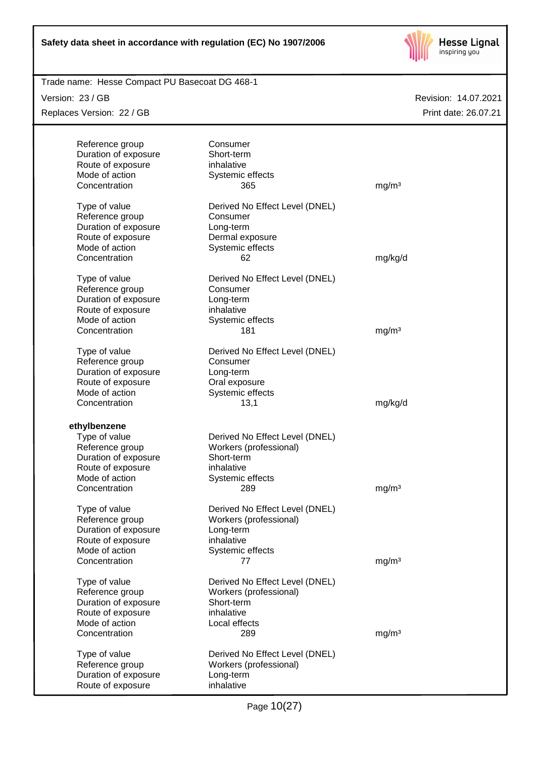Reference group Consumer
Duration of exposure Short-term
Route of exposure inhalative
Mode of action Systemic effects
Concentration 365 mg/m³

Type of value Derived No Effect Level (DNEL)
Reference group Consumer
Duration of exposure Long-term
Route of exposure Dermal exposure
Mode of action Systemic effects
Concentration 62 mg/kg/d

Type of value Derived No Effect Level (DNEL)
Reference group Consumer
Duration of exposure Long-term
Route of exposure inhalative
Mode of action Systemic effects
Concentration 181 mg/m³

Type of value Derived No Effect Level (DNEL)
Reference group Consumer
Duration of exposure Long-term
Route of exposure Oral exposure
Mode of action Systemic effects
Concentration 13,1 mg/kg/d

**ethylbenzene**

Type of value Derived No Effect Level (DNEL)
Reference group Workers (professional)
Duration of exposure Short-term
Route of exposure inhalative
Mode of action Systemic effects
Concentration 289 mg/m³

Type of value Derived No Effect Level (DNEL)
Reference group Workers (professional)
Duration of exposure Long-term
Route of exposure inhalative
Mode of action Systemic effects
Concentration 77 mg/m³

Type of value Derived No Effect Level (DNEL)
Reference group Workers (professional)
Duration of exposure Short-term
Route of exposure inhalative
Mode of action Local effects
Concentration 289 mg/m³

Type of value Derived No Effect Level (DNEL)
Reference group Workers (professional)
Duration of exposure Long-term
Route of exposure inhalative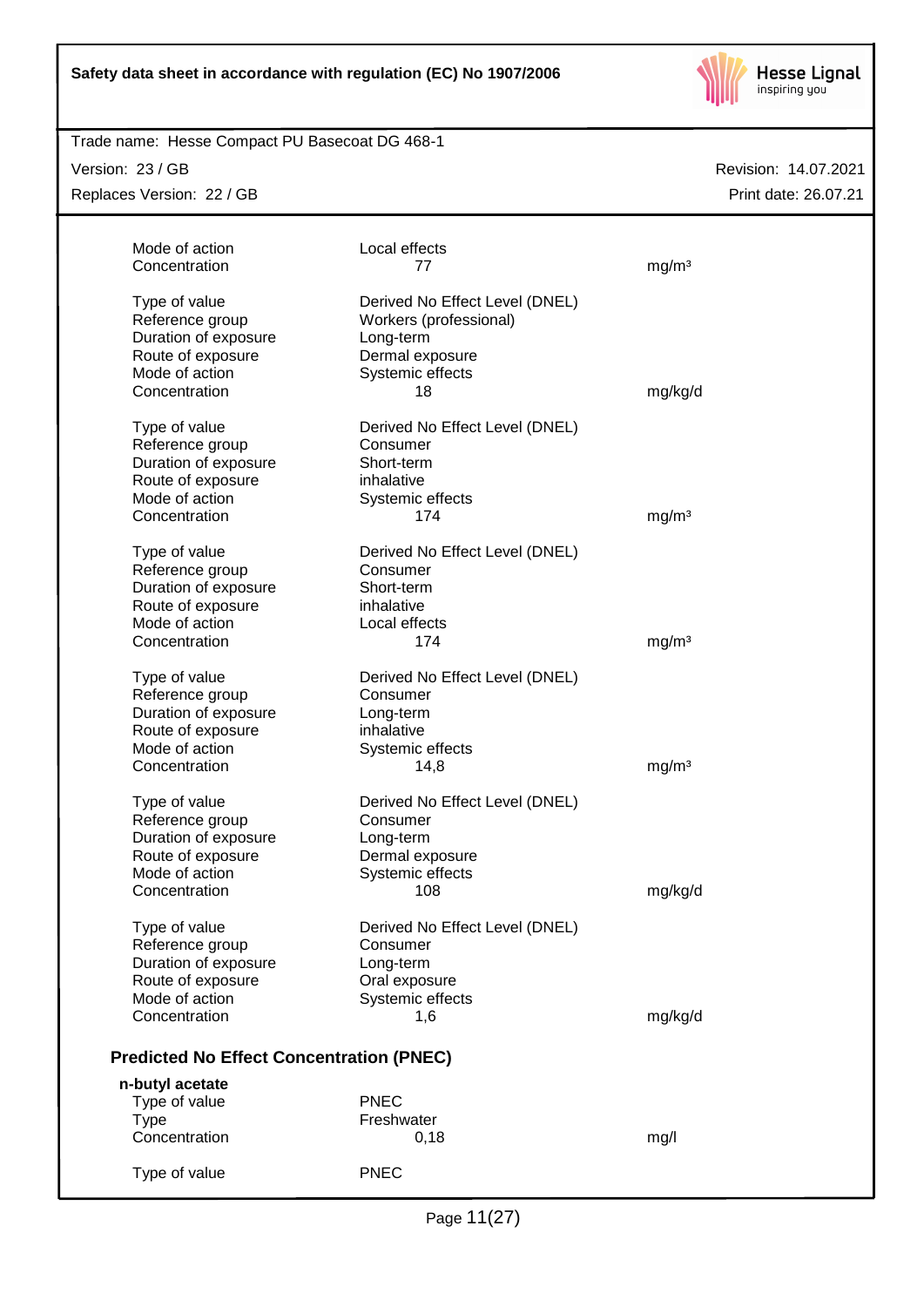| | | |
|---|---|---|
| Mode of action | Local effects | |
| Concentration | 77 | mg/m³ |

| | | |
|---|---|---|
| Type of value | Derived No Effect Level (DNEL) | |
| Reference group | Workers (professional) | |
| Duration of exposure | Long-term | |
| Route of exposure | Dermal exposure | |
| Mode of action | Systemic effects | |
| Concentration | 18 | mg/kg/d |

| | | |
|---|---|---|
| Type of value | Derived No Effect Level (DNEL) | |
| Reference group | Consumer | |
| Duration of exposure | Short-term | |
| Route of exposure | inhalative | |
| Mode of action | Systemic effects | |
| Concentration | 174 | mg/m³ |

| | | |
|---|---|---|
| Type of value | Derived No Effect Level (DNEL) | |
| Reference group | Consumer | |
| Duration of exposure | Short-term | |
| Route of exposure | inhalative | |
| Mode of action | Local effects | |
| Concentration | 174 | mg/m³ |

| | | |
|---|---|---|
| Type of value | Derived No Effect Level (DNEL) | |
| Reference group | Consumer | |
| Duration of exposure | Long-term | |
| Route of exposure | inhalative | |
| Mode of action | Systemic effects | |
| Concentration | 14,8 | mg/m³ |

| | | |
|---|---|---|
| Type of value | Derived No Effect Level (DNEL) | |
| Reference group | Consumer | |
| Duration of exposure | Long-term | |
| Route of exposure | Dermal exposure | |
| Mode of action | Systemic effects | |
| Concentration | 108 | mg/kg/d |

| | | |
|---|---|---|
| Type of value | Derived No Effect Level (DNEL) | |
| Reference group | Consumer | |
| Duration of exposure | Long-term | |
| Route of exposure | Oral exposure | |
| Mode of action | Systemic effects | |
| Concentration | 1,6 | mg/kg/d |

### Predicted No Effect Concentration (PNEC)

**n-butyl acetate**

| | | |
|---|---|---|
| Type of value | PNEC | |
| Type | Freshwater | |
| Concentration | 0,18 | mg/l |

| | | |
|---|---|---|
| Type of value | PNEC | |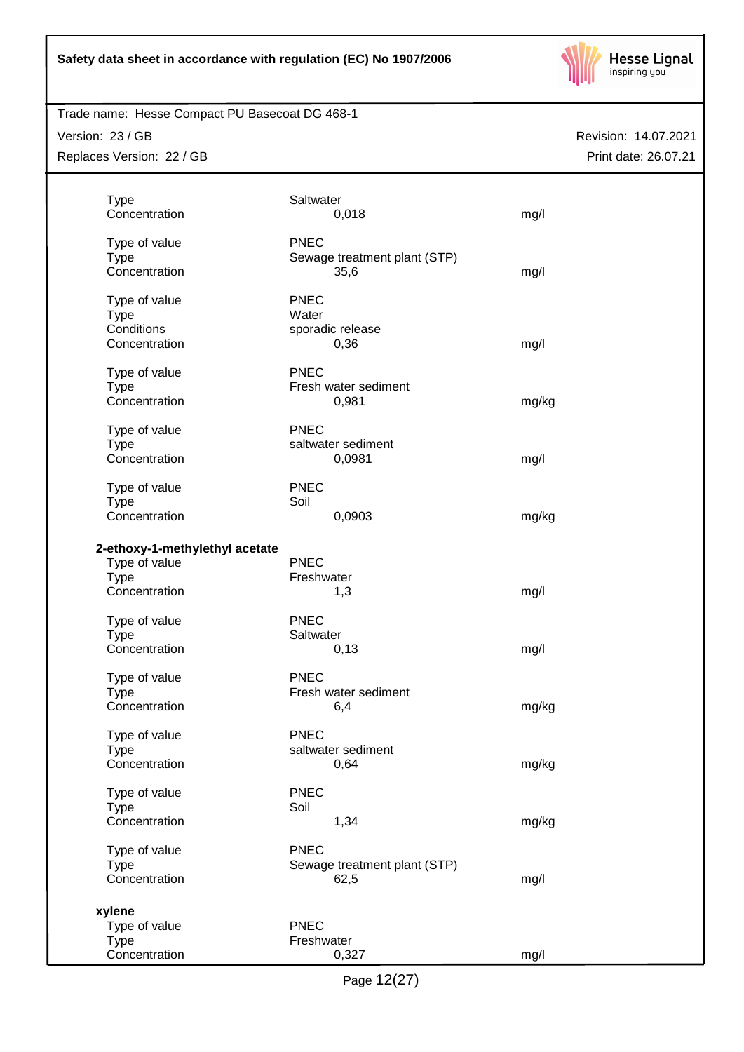| | | |
|---|---|---|
| Type | Saltwater | |
| Concentration | 0,018 | mg/l |
| | | |
| Type of value | PNEC | |
| Type | Sewage treatment plant (STP) | |
| Concentration | 35,6 | mg/l |
| | | |
| Type of value | PNEC | |
| Type | Water | |
| Conditions | sporadic release | |
| Concentration | 0,36 | mg/l |
| | | |
| Type of value | PNEC | |
| Type | Fresh water sediment | |
| Concentration | 0,981 | mg/kg |
| | | |
| Type of value | PNEC | |
| Type | saltwater sediment | |
| Concentration | 0,0981 | mg/l |
| | | |
| Type of value | PNEC | |
| Type | Soil | |
| Concentration | 0,0903 | mg/kg |

**2-ethoxy-1-methylethyl acetate**

| | | |
|---|---|---|
| Type of value | PNEC | |
| Type | Freshwater | |
| Concentration | 1,3 | mg/l |
| | | |
| Type of value | PNEC | |
| Type | Saltwater | |
| Concentration | 0,13 | mg/l |
| | | |
| Type of value | PNEC | |
| Type | Fresh water sediment | |
| Concentration | 6,4 | mg/kg |
| | | |
| Type of value | PNEC | |
| Type | saltwater sediment | |
| Concentration | 0,64 | mg/kg |
| | | |
| Type of value | PNEC | |
| Type | Soil | |
| Concentration | 1,34 | mg/kg |
| | | |
| Type of value | PNEC | |
| Type | Sewage treatment plant (STP) | |
| Concentration | 62,5 | mg/l |

**xylene**

| | | |
|---|---|---|
| Type of value | PNEC | |
| Type | Freshwater | |
| Concentration | 0,327 | mg/l |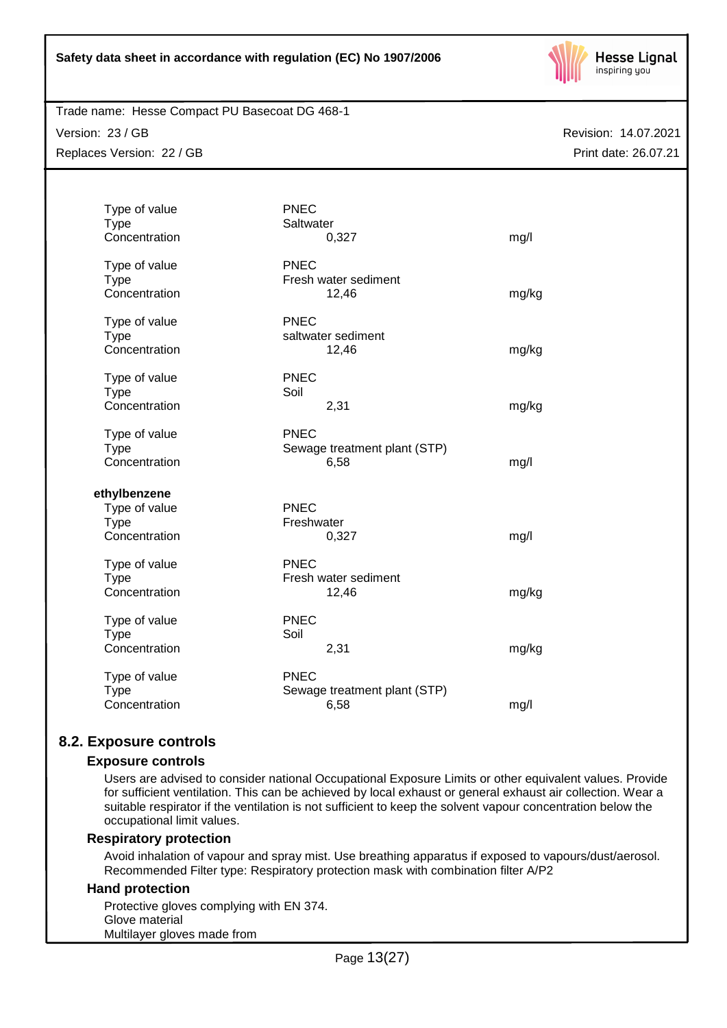| | | |
|---|---|---|
| Type of value | PNEC | |
| Type | Saltwater | |
| Concentration | 0,327 | mg/l |
| | | |
| Type of value | PNEC | |
| Type | Fresh water sediment | |
| Concentration | 12,46 | mg/kg |
| | | |
| Type of value | PNEC | |
| Type | saltwater sediment | |
| Concentration | 12,46 | mg/kg |
| | | |
| Type of value | PNEC | |
| Type | Soil | |
| Concentration | 2,31 | mg/kg |
| | | |
| Type of value | PNEC | |
| Type | Sewage treatment plant (STP) | |
| Concentration | 6,58 | mg/l |

**ethylbenzene**

| | | |
|---|---|---|
| Type of value | PNEC | |
| Type | Freshwater | |
| Concentration | 0,327 | mg/l |
| | | |
| Type of value | PNEC | |
| Type | Fresh water sediment | |
| Concentration | 12,46 | mg/kg |
| | | |
| Type of value | PNEC | |
| Type | Soil | |
| Concentration | 2,31 | mg/kg |
| | | |
| Type of value | PNEC | |
| Type | Sewage treatment plant (STP) | |
| Concentration | 6,58 | mg/l |

## 8.2. Exposure controls

### Exposure controls

Users are advised to consider national Occupational Exposure Limits or other equivalent values. Provide for sufficient ventilation. This can be achieved by local exhaust or general exhaust air collection. Wear a suitable respirator if the ventilation is not sufficient to keep the solvent vapour concentration below the occupational limit values.

### Respiratory protection

Avoid inhalation of vapour and spray mist. Use breathing apparatus if exposed to vapours/dust/aerosol. Recommended Filter type: Respiratory protection mask with combination filter A/P2

### Hand protection

Protective gloves complying with EN 374.
Glove material
Multilayer gloves made from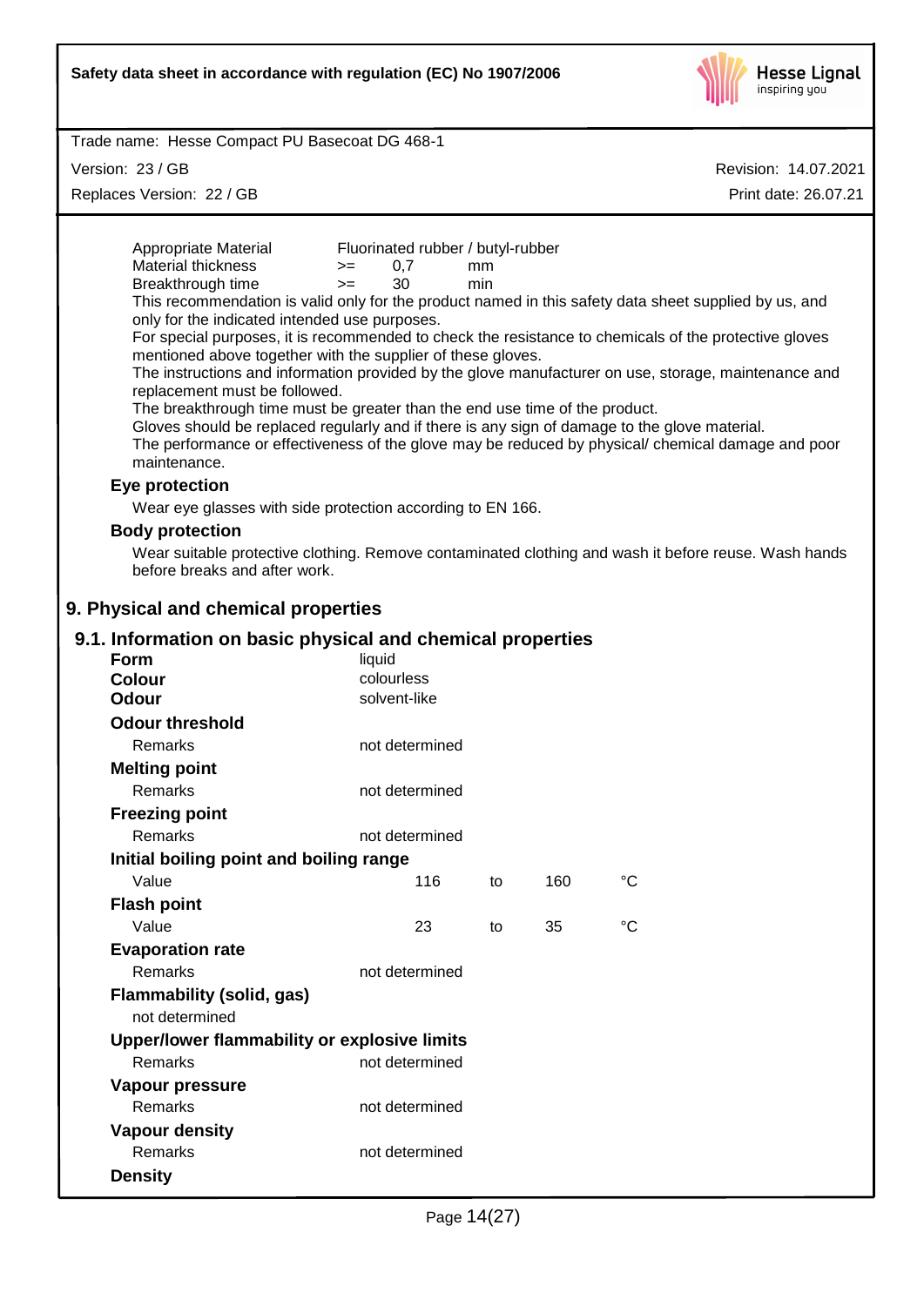| | | | |
|---|---|---|---|
| Appropriate Material | Fluorinated rubber / butyl-rubber | | |
| Material thickness | >= | 0,7 | mm |
| Breakthrough time | >= | 30 | min |

This recommendation is valid only for the product named in this safety data sheet supplied by us, and only for the indicated intended use purposes.
For special purposes, it is recommended to check the resistance to chemicals of the protective gloves mentioned above together with the supplier of these gloves.
The instructions and information provided by the glove manufacturer on use, storage, maintenance and replacement must be followed.
The breakthrough time must be greater than the end use time of the product.
Gloves should be replaced regularly and if there is any sign of damage to the glove material.
The performance or effectiveness of the glove may be reduced by physical/ chemical damage and poor maintenance.

### Eye protection

Wear eye glasses with side protection according to EN 166.

### Body protection

Wear suitable protective clothing. Remove contaminated clothing and wash it before reuse. Wash hands before breaks and after work.

## 9. Physical and chemical properties

### 9.1. Information on basic physical and chemical properties

**Form** liquid
**Colour** colourless
**Odour** solvent-like

**Odour threshold**
Remarks: not determined

**Melting point**
Remarks: not determined

**Freezing point**
Remarks: not determined

**Initial boiling point and boiling range**
Value: 116 to 160 °C

**Flash point**
Value: 23 to 35 °C

**Evaporation rate**
Remarks: not determined

**Flammability (solid, gas)**
not determined

**Upper/lower flammability or explosive limits**
Remarks: not determined

**Vapour pressure**
Remarks: not determined

**Vapour density**
Remarks: not determined

**Density**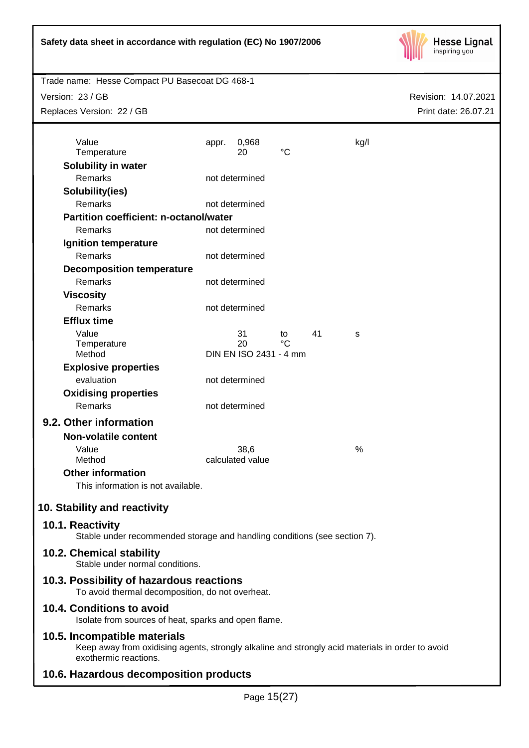| | | | | | |
|---|---|---|---|---|---|
| Value | appr. | 0,968 | | | kg/l |
| Temperature | | 20 | °C | | |

**Solubility in water**

| | |
|---|---|
| Remarks | not determined |

**Solubility(ies)**

| | |
|---|---|
| Remarks | not determined |

**Partition coefficient: n-octanol/water**

| | |
|---|---|
| Remarks | not determined |

**Ignition temperature**

| | |
|---|---|
| Remarks | not determined |

**Decomposition temperature**

| | |
|---|---|
| Remarks | not determined |

**Viscosity**

| | |
|---|---|
| Remarks | not determined |

**Efflux time**

| | | | | |
|---|---|---|---|---|
| Value | 31 | to | 41 | s |
| Temperature | 20 | °C | | |
| Method | DIN EN ISO 2431 - 4 mm | | | |

**Explosive properties**

| | |
|---|---|
| evaluation | not determined |

**Oxidising properties**

| | |
|---|---|
| Remarks | not determined |

## 9.2. Other information

**Non-volatile content**

| | | |
|---|---|---|
| Value | 38,6 | % |
| Method | calculated value | |

**Other information**

This information is not available.

# 10. Stability and reactivity

## 10.1. Reactivity

Stable under recommended storage and handling conditions (see section 7).

## 10.2. Chemical stability

Stable under normal conditions.

## 10.3. Possibility of hazardous reactions

To avoid thermal decomposition, do not overheat.

## 10.4. Conditions to avoid

Isolate from sources of heat, sparks and open flame.

## 10.5. Incompatible materials

Keep away from oxidising agents, strongly alkaline and strongly acid materials in order to avoid exothermic reactions.

## 10.6. Hazardous decomposition products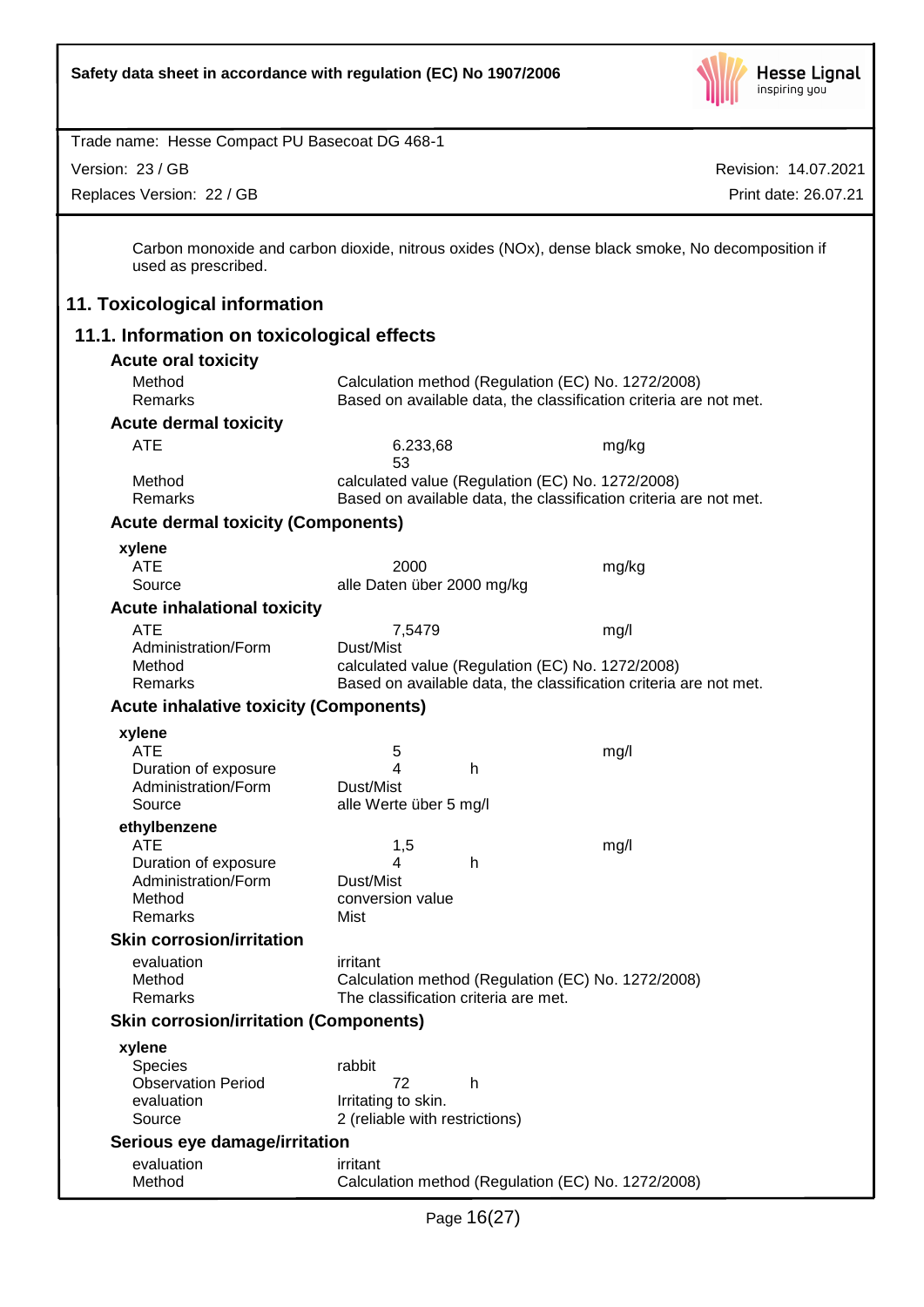Carbon monoxide and carbon dioxide, nitrous oxides (NOx), dense black smoke, No decomposition if used as prescribed.

# 11. Toxicological information

## 11.1. Information on toxicological effects

### Acute oral toxicity

| | | |
|---|---|---|
| Method | Calculation method (Regulation (EC) No. 1272/2008) | |
| Remarks | Based on available data, the classification criteria are not met. | |

### Acute dermal toxicity

| | | |
|---|---|---|
| ATE | 6.233,68<br>53 | mg/kg |
| Method | calculated value (Regulation (EC) No. 1272/2008) | |
| Remarks | Based on available data, the classification criteria are not met. | |

### Acute dermal toxicity (Components)

**xylene**

| | | |
|---|---|---|
| ATE | 2000 | mg/kg |
| Source | alle Daten über 2000 mg/kg | |

### Acute inhalational toxicity

| | | |
|---|---|---|
| ATE | 7,5479 | mg/l |
| Administration/Form | Dust/Mist | |
| Method | calculated value (Regulation (EC) No. 1272/2008) | |
| Remarks | Based on available data, the classification criteria are not met. | |

### Acute inhalative toxicity (Components)

**xylene**

| | | |
|---|---|---|
| ATE | 5 | mg/l |
| Duration of exposure | 4 h | |
| Administration/Form | Dust/Mist | |
| Source | alle Werte über 5 mg/l | |

**ethylbenzene**

| | | |
|---|---|---|
| ATE | 1,5 | mg/l |
| Duration of exposure | 4 h | |
| Administration/Form | Dust/Mist | |
| Method | conversion value | |
| Remarks | Mist | |

### Skin corrosion/irritation

| | |
|---|---|
| evaluation | irritant |
| Method | Calculation method (Regulation (EC) No. 1272/2008) |
| Remarks | The classification criteria are met. |

### Skin corrosion/irritation (Components)

**xylene**

| | |
|---|---|
| Species | rabbit |
| Observation Period | 72 h |
| evaluation | Irritating to skin. |
| Source | 2 (reliable with restrictions) |

### Serious eye damage/irritation

| | |
|---|---|
| evaluation | irritant |
| Method | Calculation method (Regulation (EC) No. 1272/2008) |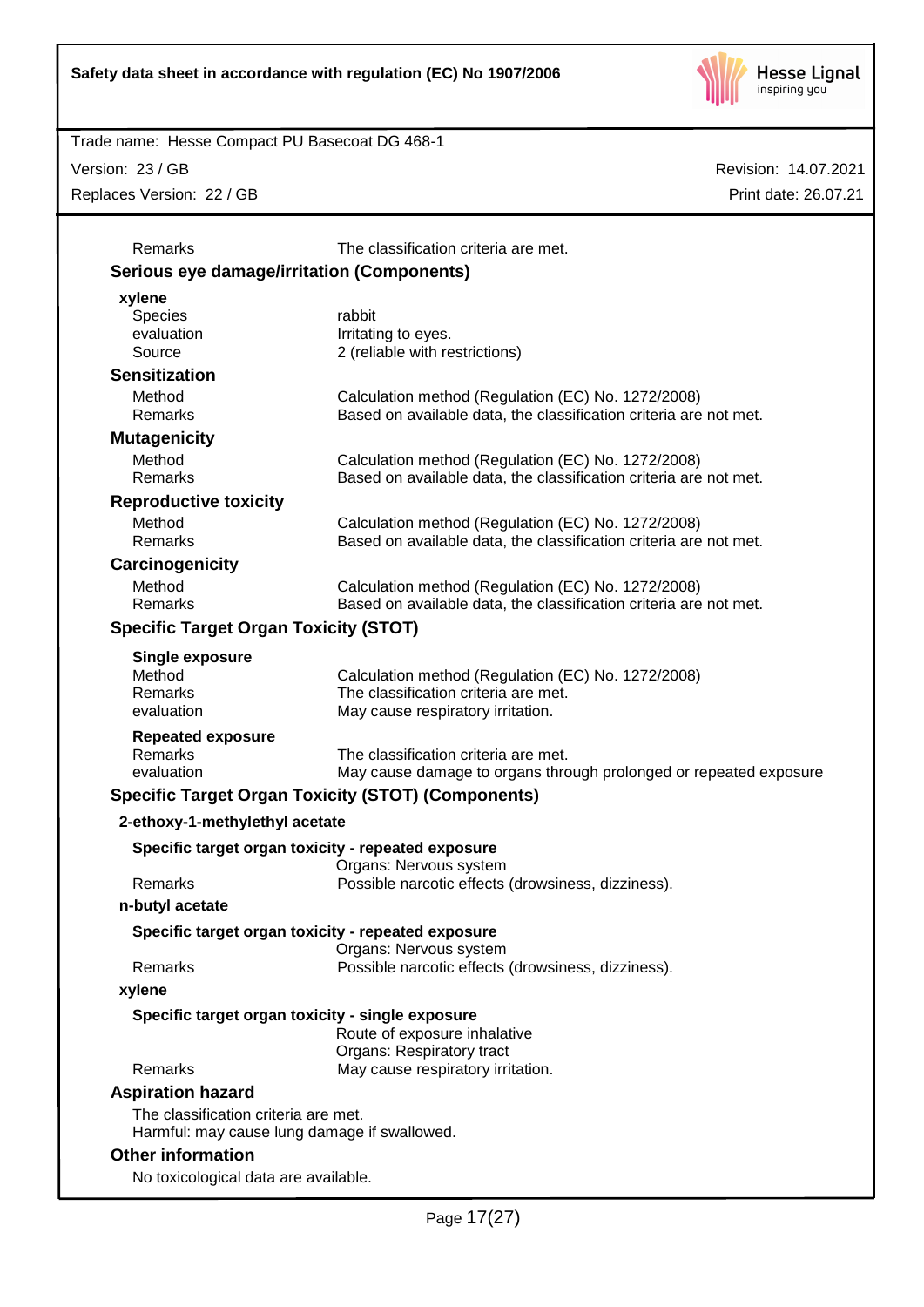| | |
|---|---|
| Remarks | The classification criteria are met. |

### Serious eye damage/irritation (Components)

**xylene**

| | |
|---|---|
| Species | rabbit |
| evaluation | Irritating to eyes. |
| Source | 2 (reliable with restrictions) |

### Sensitization

| | |
|---|---|
| Method | Calculation method (Regulation (EC) No. 1272/2008) |
| Remarks | Based on available data, the classification criteria are not met. |

### Mutagenicity

| | |
|---|---|
| Method | Calculation method (Regulation (EC) No. 1272/2008) |
| Remarks | Based on available data, the classification criteria are not met. |

### Reproductive toxicity

| | |
|---|---|
| Method | Calculation method (Regulation (EC) No. 1272/2008) |
| Remarks | Based on available data, the classification criteria are not met. |

### Carcinogenicity

| | |
|---|---|
| Method | Calculation method (Regulation (EC) No. 1272/2008) |
| Remarks | Based on available data, the classification criteria are not met. |

### Specific Target Organ Toxicity (STOT)

**Single exposure**

| | |
|---|---|
| Method | Calculation method (Regulation (EC) No. 1272/2008) |
| Remarks | The classification criteria are met. |
| evaluation | May cause respiratory irritation. |

**Repeated exposure**

| | |
|---|---|
| Remarks | The classification criteria are met. |
| evaluation | May cause damage to organs through prolonged or repeated exposure |

### Specific Target Organ Toxicity (STOT) (Components)

**2-ethoxy-1-methylethyl acetate**

**Specific target organ toxicity - repeated exposure**

| | |
|---|---|
| | Organs: Nervous system |
| Remarks | Possible narcotic effects (drowsiness, dizziness). |

**n-butyl acetate**

**Specific target organ toxicity - repeated exposure**

| | |
|---|---|
| | Organs: Nervous system |
| Remarks | Possible narcotic effects (drowsiness, dizziness). |

**xylene**

**Specific target organ toxicity - single exposure**

| | |
|---|---|
| | Route of exposure inhalative |
| | Organs: Respiratory tract |
| Remarks | May cause respiratory irritation. |

### Aspiration hazard

The classification criteria are met.
Harmful: may cause lung damage if swallowed.

### Other information

No toxicological data are available.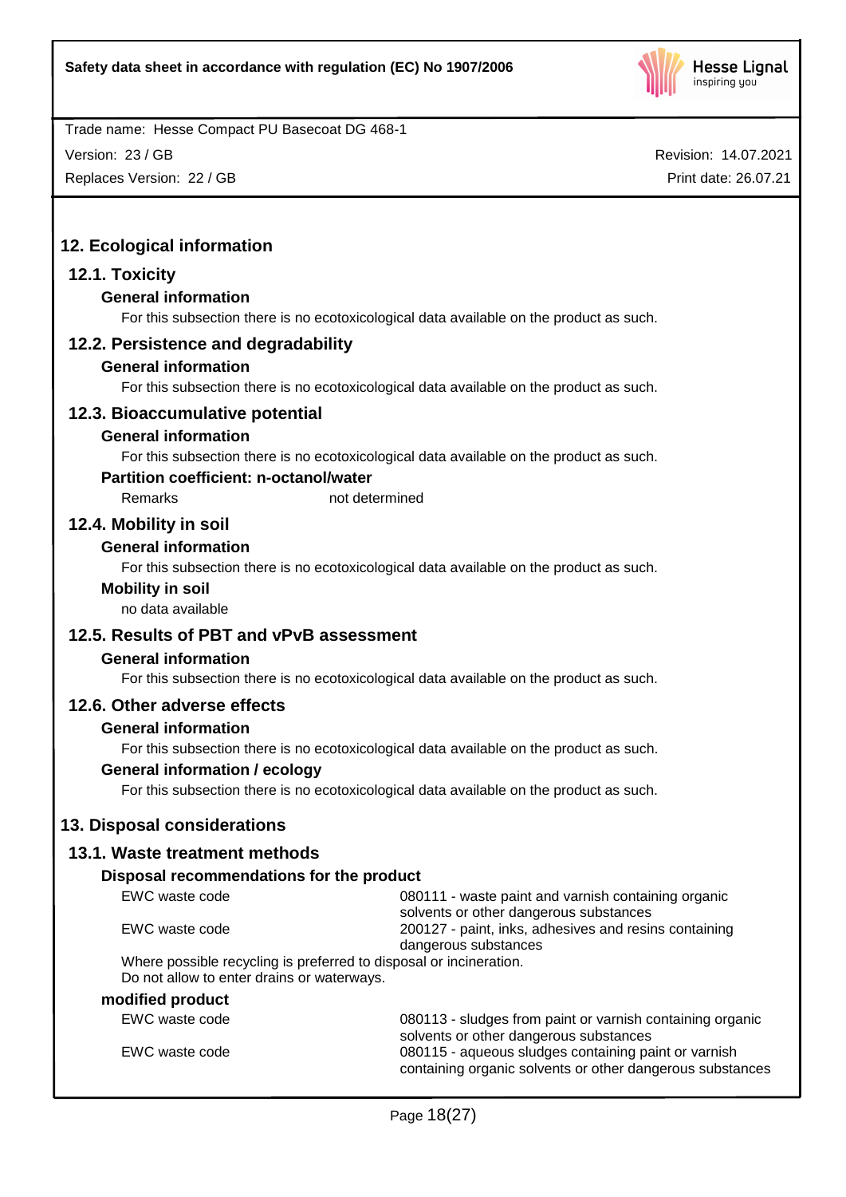## 12. Ecological information

### 12.1. Toxicity

**General information**

For this subsection there is no ecotoxicological data available on the product as such.

### 12.2. Persistence and degradability

**General information**

For this subsection there is no ecotoxicological data available on the product as such.

### 12.3. Bioaccumulative potential

**General information**

For this subsection there is no ecotoxicological data available on the product as such.

**Partition coefficient: n-octanol/water**

| Remarks | not determined |
|---|---|

### 12.4. Mobility in soil

**General information**

For this subsection there is no ecotoxicological data available on the product as such.

**Mobility in soil**

no data available

### 12.5. Results of PBT and vPvB assessment

**General information**

For this subsection there is no ecotoxicological data available on the product as such.

### 12.6. Other adverse effects

**General information**

For this subsection there is no ecotoxicological data available on the product as such.

**General information / ecology**

For this subsection there is no ecotoxicological data available on the product as such.

## 13. Disposal considerations

### 13.1. Waste treatment methods

**Disposal recommendations for the product**

| | |
|---|---|
| EWC waste code | 080111 - waste paint and varnish containing organic solvents or other dangerous substances |
| EWC waste code | 200127 - paint, inks, adhesives and resins containing dangerous substances |

Where possible recycling is preferred to disposal or incineration.
Do not allow to enter drains or waterways.

**modified product**

| | |
|---|---|
| EWC waste code | 080113 - sludges from paint or varnish containing organic solvents or other dangerous substances |
| EWC waste code | 080115 - aqueous sludges containing paint or varnish containing organic solvents or other dangerous substances |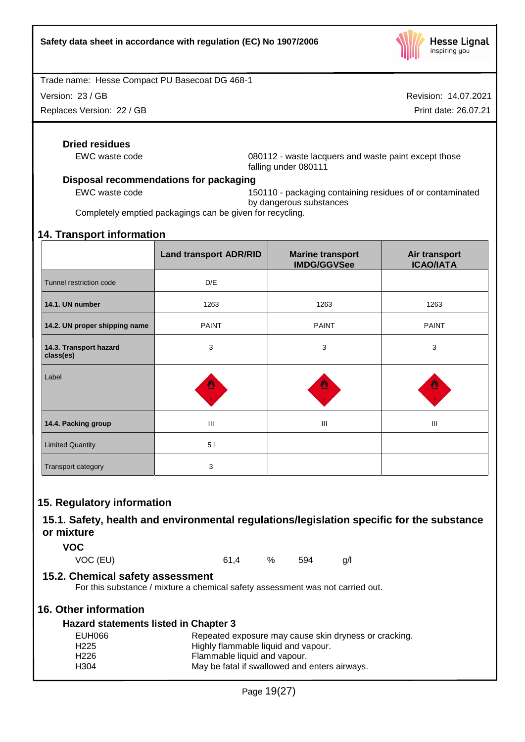**Dried residues**

EWC waste code | 080112 - waste lacquers and waste paint except those falling under 080111

**Disposal recommendations for packaging**

EWC waste code | 150110 - packaging containing residues of or contaminated by dangerous substances

Completely emptied packagings can be given for recycling.

## 14. Transport information

| | Land transport ADR/RID | Marine transport IMDG/GGVSee | Air transport ICAO/IATA |
|---|---|---|---|
| Tunnel restriction code | D/E | | |
| **14.1. UN number** | 1263 | 1263 | 1263 |
| **14.2. UN proper shipping name** | PAINT | PAINT | PAINT |
| **14.3. Transport hazard class(es)** | 3 | 3 | 3 |
| Label | 3 | 3 | 3 |
| **14.4. Packing group** | III | III | III |
| Limited Quantity | 5 l | | |
| Transport category | 3 | | |

## 15. Regulatory information

### 15.1. Safety, health and environmental regulations/legislation specific for the substance or mixture

**VOC**

VOC (EU) 61,4 % 594 g/l

### 15.2. Chemical safety assessment

For this substance / mixture a chemical safety assessment was not carried out.

## 16. Other information

**Hazard statements listed in Chapter 3**

| | |
|---|---|
| EUH066 | Repeated exposure may cause skin dryness or cracking. |
| H225 | Highly flammable liquid and vapour. |
| H226 | Flammable liquid and vapour. |
| H304 | May be fatal if swallowed and enters airways. |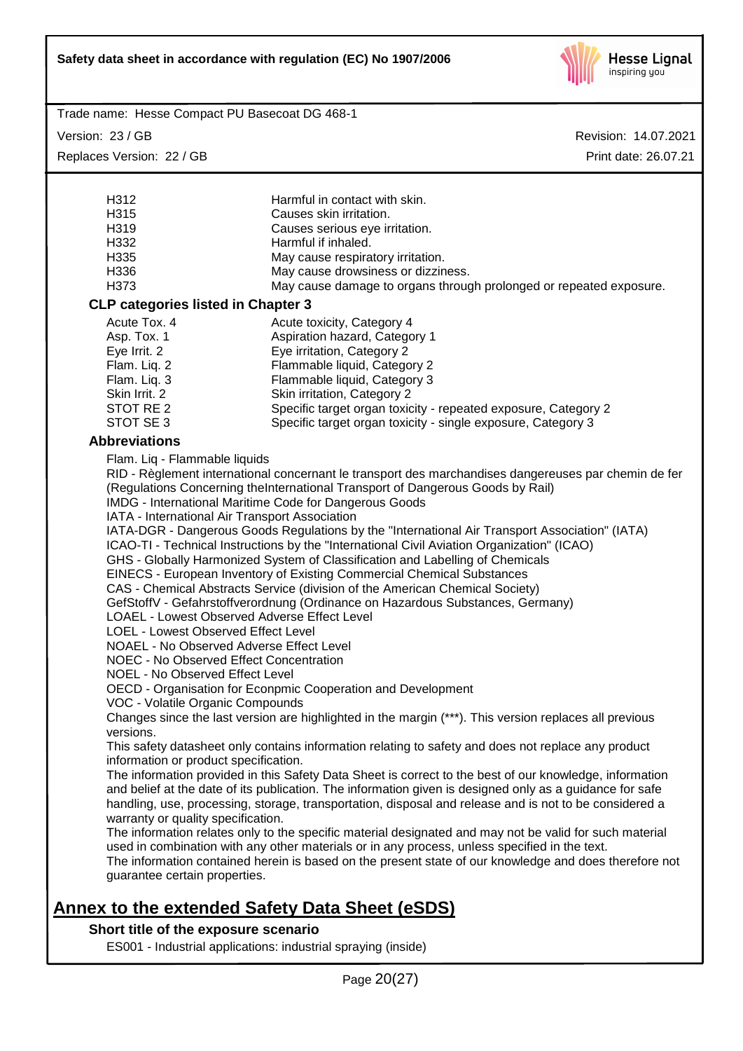| | |
|---|---|
| H312 | Harmful in contact with skin. |
| H315 | Causes skin irritation. |
| H319 | Causes serious eye irritation. |
| H332 | Harmful if inhaled. |
| H335 | May cause respiratory irritation. |
| H336 | May cause drowsiness or dizziness. |
| H373 | May cause damage to organs through prolonged or repeated exposure. |

### CLP categories listed in Chapter 3

| | |
|---|---|
| Acute Tox. 4 | Acute toxicity, Category 4 |
| Asp. Tox. 1 | Aspiration hazard, Category 1 |
| Eye Irrit. 2 | Eye irritation, Category 2 |
| Flam. Liq. 2 | Flammable liquid, Category 2 |
| Flam. Liq. 3 | Flammable liquid, Category 3 |
| Skin Irrit. 2 | Skin irritation, Category 2 |
| STOT RE 2 | Specific target organ toxicity - repeated exposure, Category 2 |
| STOT SE 3 | Specific target organ toxicity - single exposure, Category 3 |

### Abbreviations

Flam. Liq - Flammable liquids
RID - Règlement international concernant le transport des marchandises dangereuses par chemin de fer (Regulations Concerning theInternational Transport of Dangerous Goods by Rail)
IMDG - International Maritime Code for Dangerous Goods
IATA - International Air Transport Association
IATA-DGR - Dangerous Goods Regulations by the "International Air Transport Association" (IATA)
ICAO-TI - Technical Instructions by the "International Civil Aviation Organization" (ICAO)
GHS - Globally Harmonized System of Classification and Labelling of Chemicals
EINECS - European Inventory of Existing Commercial Chemical Substances
CAS - Chemical Abstracts Service (division of the American Chemical Society)
GefStoffV - Gefahrstoffverordnung (Ordinance on Hazardous Substances, Germany)
LOAEL - Lowest Observed Adverse Effect Level
LOEL - Lowest Observed Effect Level
NOAEL - No Observed Adverse Effect Level
NOEC - No Observed Effect Concentration
NOEL - No Observed Effect Level
OECD - Organisation for Econpmic Cooperation and Development
VOC - Volatile Organic Compounds

Changes since the last version are highlighted in the margin (***). This version replaces all previous versions.

This safety datasheet only contains information relating to safety and does not replace any product information or product specification.

The information provided in this Safety Data Sheet is correct to the best of our knowledge, information and belief at the date of its publication. The information given is designed only as a guidance for safe handling, use, processing, storage, transportation, disposal and release and is not to be considered a warranty or quality specification.

The information relates only to the specific material designated and may not be valid for such material used in combination with any other materials or in any process, unless specified in the text.

The information contained herein is based on the present state of our knowledge and does therefore not guarantee certain properties.

## Annex to the extended Safety Data Sheet (eSDS)

### Short title of the exposure scenario

ES001 - Industrial applications: industrial spraying (inside)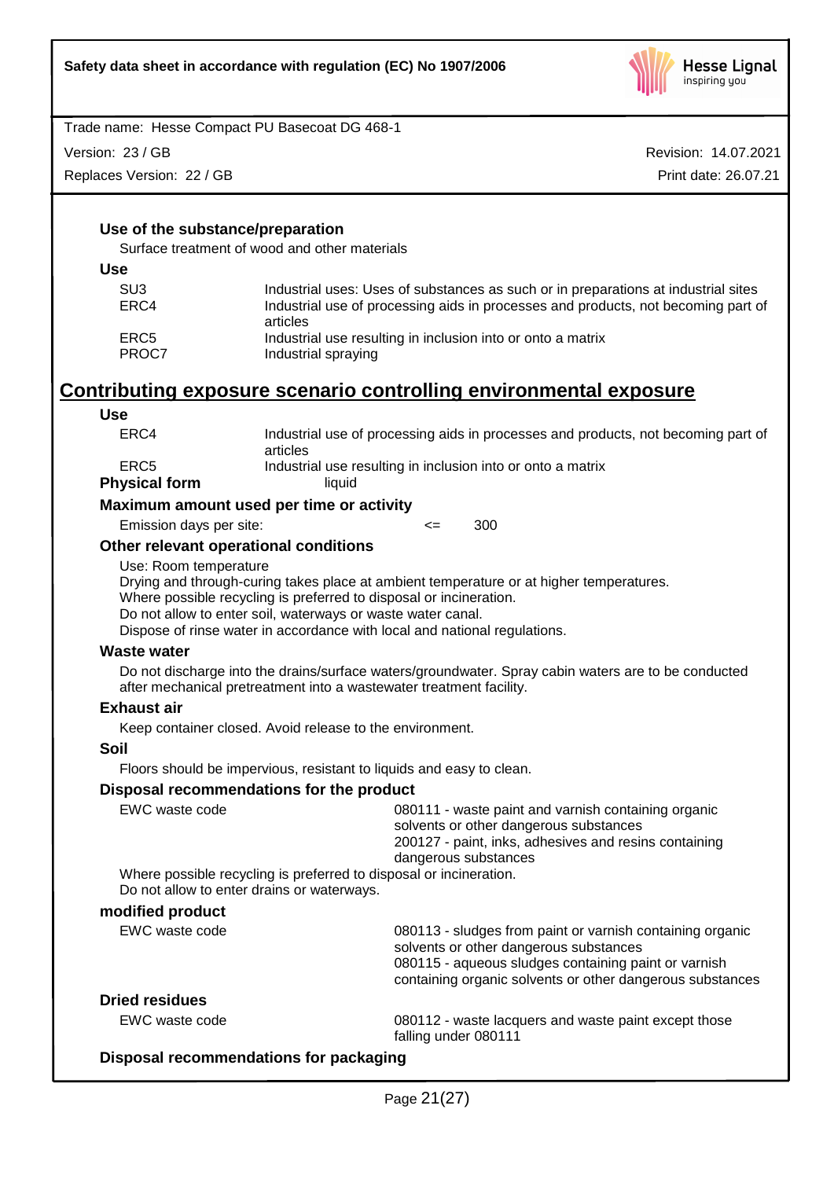### Use of the substance/preparation

Surface treatment of wood and other materials

**Use**

| | |
|---|---|
| SU3 | Industrial uses: Uses of substances as such or in preparations at industrial sites |
| ERC4 | Industrial use of processing aids in processes and products, not becoming part of articles |
| ERC5 | Industrial use resulting in inclusion into or onto a matrix |
| PROC7 | Industrial spraying |

## Contributing exposure scenario controlling environmental exposure

**Use**

| | |
|---|---|
| ERC4 | Industrial use of processing aids in processes and products, not becoming part of articles |
| ERC5 | Industrial use resulting in inclusion into or onto a matrix |

**Physical form** liquid

**Maximum amount used per time or activity**

Emission days per site: <= 300

**Other relevant operational conditions**

Use: Room temperature
Drying and through-curing takes place at ambient temperature or at higher temperatures.
Where possible recycling is preferred to disposal or incineration.
Do not allow to enter soil, waterways or waste water canal.
Dispose of rinse water in accordance with local and national regulations.

**Waste water**

Do not discharge into the drains/surface waters/groundwater. Spray cabin waters are to be conducted after mechanical pretreatment into a wastewater treatment facility.

**Exhaust air**

Keep container closed. Avoid release to the environment.

**Soil**

Floors should be impervious, resistant to liquids and easy to clean.

**Disposal recommendations for the product**

EWC waste code: 080111 - waste paint and varnish containing organic solvents or other dangerous substances
200127 - paint, inks, adhesives and resins containing dangerous substances

Where possible recycling is preferred to disposal or incineration.
Do not allow to enter drains or waterways.

**modified product**

EWC waste code: 080113 - sludges from paint or varnish containing organic solvents or other dangerous substances
080115 - aqueous sludges containing paint or varnish containing organic solvents or other dangerous substances

**Dried residues**

EWC waste code: 080112 - waste lacquers and waste paint except those falling under 080111

**Disposal recommendations for packaging**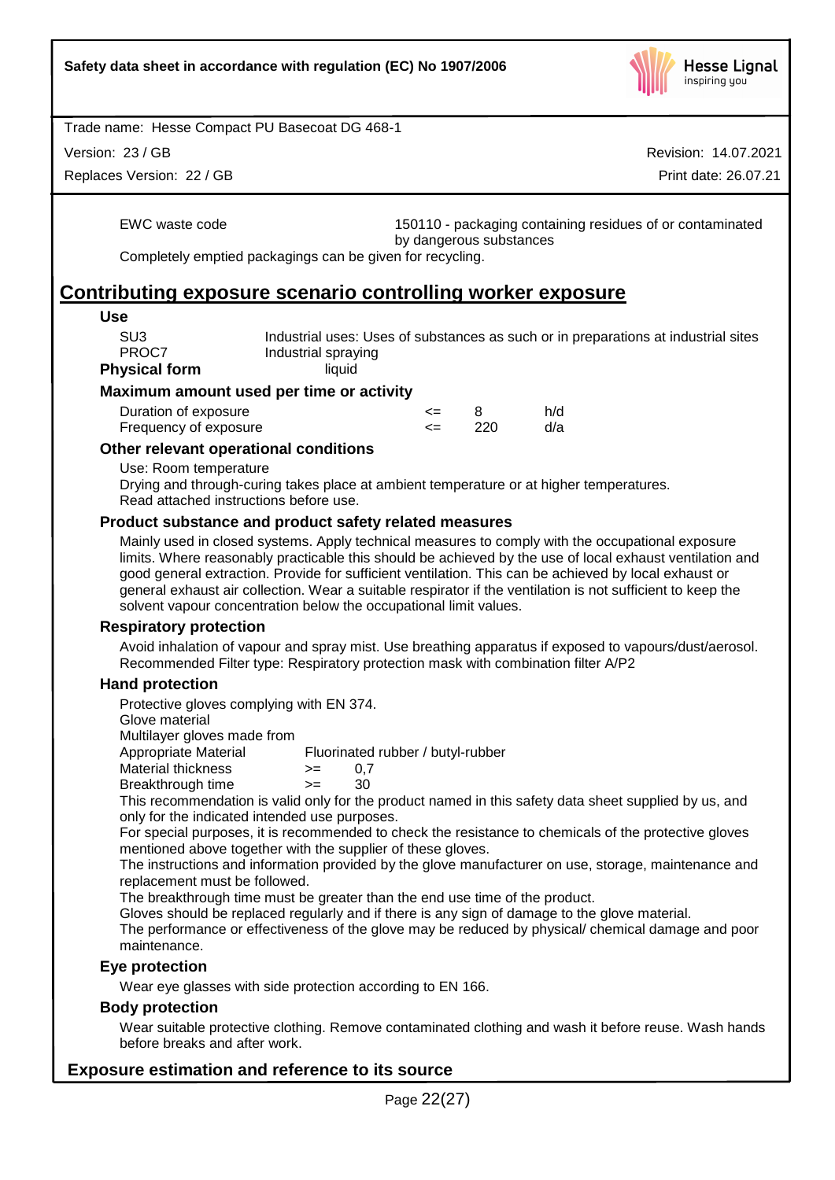| EWC waste code | 150110 - packaging containing residues of or contaminated by dangerous substances |
|---|---|

Completely emptied packagings can be given for recycling.

## Contributing exposure scenario controlling worker exposure

### Use

| | |
|---|---|
| SU3 | Industrial uses: Uses of substances as such or in preparations at industrial sites |
| PROC7 | Industrial spraying |

**Physical form** liquid

### Maximum amount used per time or activity

| | | | |
|---|---|---|---|
| Duration of exposure | <= | 8 | h/d |
| Frequency of exposure | <= | 220 | d/a |

### Other relevant operational conditions

Use: Room temperature
Drying and through-curing takes place at ambient temperature or at higher temperatures.
Read attached instructions before use.

### Product substance and product safety related measures

Mainly used in closed systems. Apply technical measures to comply with the occupational exposure limits. Where reasonably practicable this should be achieved by the use of local exhaust ventilation and good general extraction. Provide for sufficient ventilation. This can be achieved by local exhaust or general exhaust air collection. Wear a suitable respirator if the ventilation is not sufficient to keep the solvent vapour concentration below the occupational limit values.

### Respiratory protection

Avoid inhalation of vapour and spray mist. Use breathing apparatus if exposed to vapours/dust/aerosol.
Recommended Filter type: Respiratory protection mask with combination filter A/P2

### Hand protection

Protective gloves complying with EN 374.
Glove material
Multilayer gloves made from

| | | |
|---|---|---|
| Appropriate Material | | Fluorinated rubber / butyl-rubber |
| Material thickness | >= | 0,7 |
| Breakthrough time | >= | 30 |

This recommendation is valid only for the product named in this safety data sheet supplied by us, and only for the indicated intended use purposes.
For special purposes, it is recommended to check the resistance to chemicals of the protective gloves mentioned above together with the supplier of these gloves.
The instructions and information provided by the glove manufacturer on use, storage, maintenance and replacement must be followed.
The breakthrough time must be greater than the end use time of the product.
Gloves should be replaced regularly and if there is any sign of damage to the glove material.
The performance or effectiveness of the glove may be reduced by physical/ chemical damage and poor maintenance.

### Eye protection

Wear eye glasses with side protection according to EN 166.

### Body protection

Wear suitable protective clothing. Remove contaminated clothing and wash it before reuse. Wash hands before breaks and after work.

### Exposure estimation and reference to its source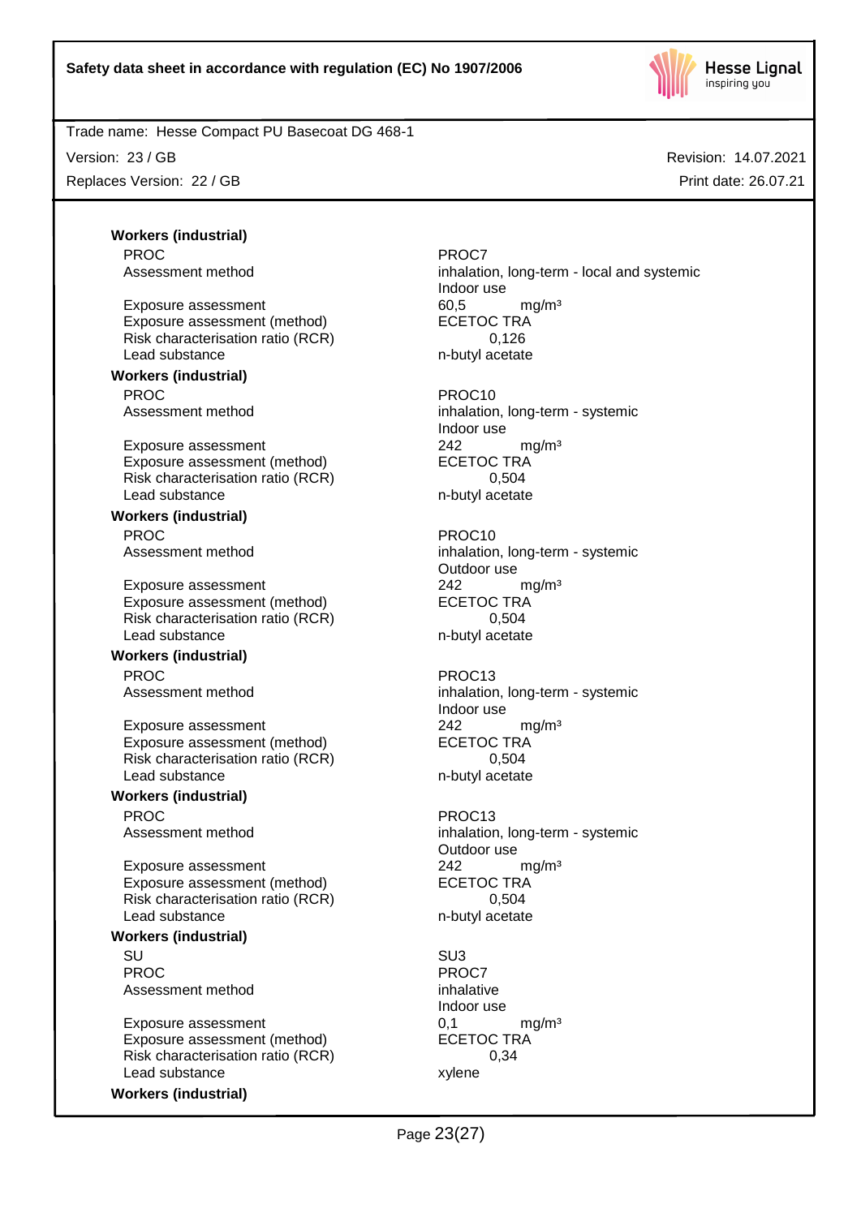**Workers (industrial)**

| | |
|---|---|
| PROC | PROC7 |
| Assessment method | inhalation, long-term - local and systemic<br>Indoor use |
| Exposure assessment | 60,5 mg/m³ |
| Exposure assessment (method) | ECETOC TRA |
| Risk characterisation ratio (RCR) | 0,126 |
| Lead substance | n-butyl acetate |

**Workers (industrial)**

| | |
|---|---|
| PROC | PROC10 |
| Assessment method | inhalation, long-term - systemic<br>Indoor use |
| Exposure assessment | 242 mg/m³ |
| Exposure assessment (method) | ECETOC TRA |
| Risk characterisation ratio (RCR) | 0,504 |
| Lead substance | n-butyl acetate |

**Workers (industrial)**

| | |
|---|---|
| PROC | PROC10 |
| Assessment method | inhalation, long-term - systemic<br>Outdoor use |
| Exposure assessment | 242 mg/m³ |
| Exposure assessment (method) | ECETOC TRA |
| Risk characterisation ratio (RCR) | 0,504 |
| Lead substance | n-butyl acetate |

**Workers (industrial)**

| | |
|---|---|
| PROC | PROC13 |
| Assessment method | inhalation, long-term - systemic<br>Indoor use |
| Exposure assessment | 242 mg/m³ |
| Exposure assessment (method) | ECETOC TRA |
| Risk characterisation ratio (RCR) | 0,504 |
| Lead substance | n-butyl acetate |

**Workers (industrial)**

| | |
|---|---|
| PROC | PROC13 |
| Assessment method | inhalation, long-term - systemic<br>Outdoor use |
| Exposure assessment | 242 mg/m³ |
| Exposure assessment (method) | ECETOC TRA |
| Risk characterisation ratio (RCR) | 0,504 |
| Lead substance | n-butyl acetate |

**Workers (industrial)**

| | |
|---|---|
| SU | SU3 |
| PROC | PROC7 |
| Assessment method | inhalative<br>Indoor use |
| Exposure assessment | 0,1 mg/m³ |
| Exposure assessment (method) | ECETOC TRA |
| Risk characterisation ratio (RCR) | 0,34 |
| Lead substance | xylene |

**Workers (industrial)**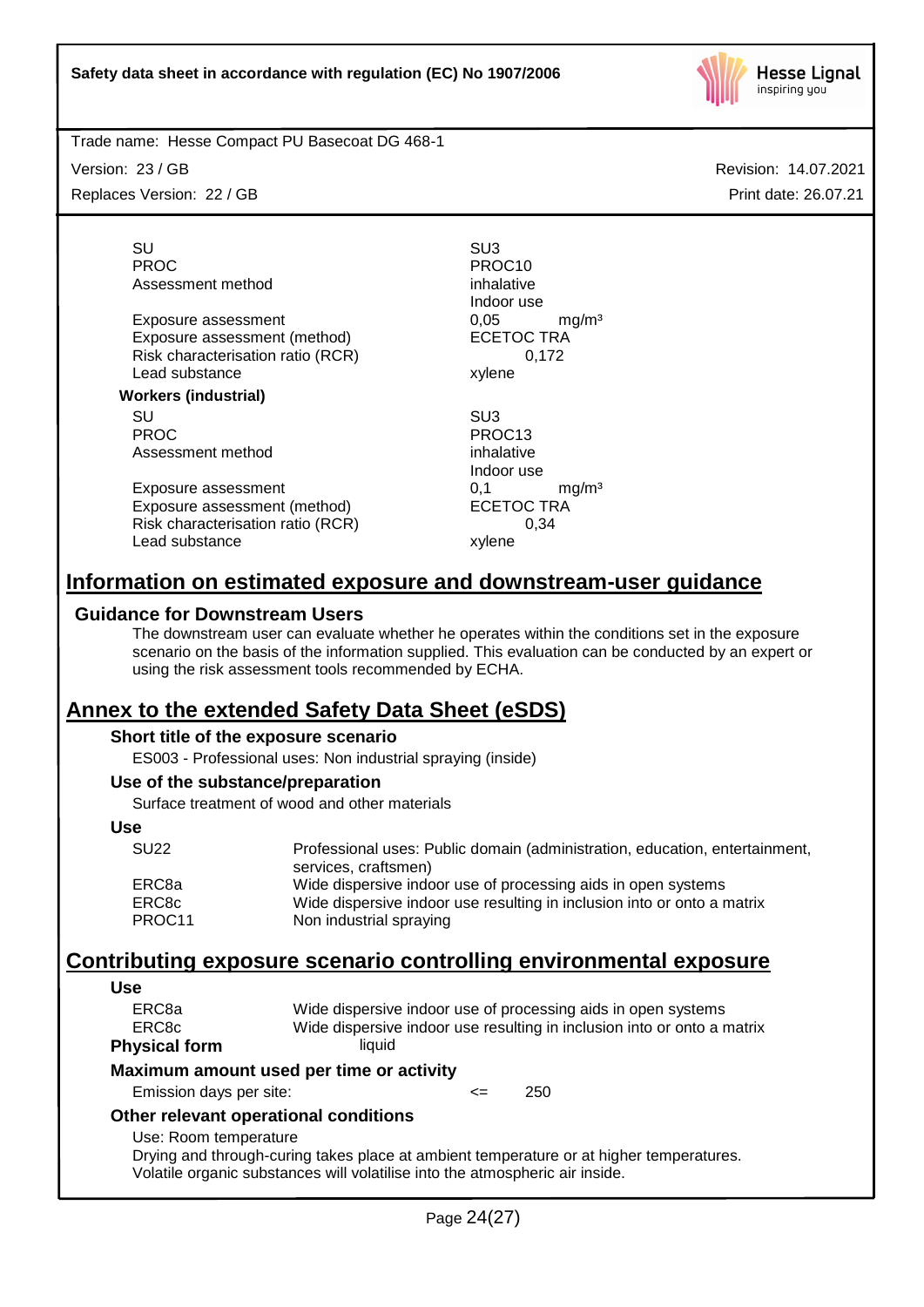| | |
|---|---|
| SU | SU3 |
| PROC | PROC10 |
| Assessment method | inhalative<br>Indoor use |
| Exposure assessment | 0,05 mg/m³ |
| Exposure assessment (method) | ECETOC TRA |
| Risk characterisation ratio (RCR) | 0,172 |
| Lead substance | xylene |

**Workers (industrial)**

| | |
|---|---|
| SU | SU3 |
| PROC | PROC13 |
| Assessment method | inhalative<br>Indoor use |
| Exposure assessment | 0,1 mg/m³ |
| Exposure assessment (method) | ECETOC TRA |
| Risk characterisation ratio (RCR) | 0,34 |
| Lead substance | xylene |

## Information on estimated exposure and downstream-user guidance

### Guidance for Downstream Users

The downstream user can evaluate whether he operates within the conditions set in the exposure scenario on the basis of the information supplied. This evaluation can be conducted by an expert or using the risk assessment tools recommended by ECHA.

## Annex to the extended Safety Data Sheet (eSDS)

### Short title of the exposure scenario

ES003 - Professional uses: Non industrial spraying (inside)

### Use of the substance/preparation

Surface treatment of wood and other materials

### Use

| | |
|---|---|
| SU22 | Professional uses: Public domain (administration, education, entertainment, services, craftsmen) |
| ERC8a | Wide dispersive indoor use of processing aids in open systems |
| ERC8c | Wide dispersive indoor use resulting in inclusion into or onto a matrix |
| PROC11 | Non industrial spraying |

## Contributing exposure scenario controlling environmental exposure

### Use

| | |
|---|---|
| ERC8a | Wide dispersive indoor use of processing aids in open systems |
| ERC8c | Wide dispersive indoor use resulting in inclusion into or onto a matrix |

**Physical form** liquid

### Maximum amount used per time or activity

Emission days per site: <= 250

### Other relevant operational conditions

Use: Room temperature

Drying and through-curing takes place at ambient temperature or at higher temperatures. Volatile organic substances will volatilise into the atmospheric air inside.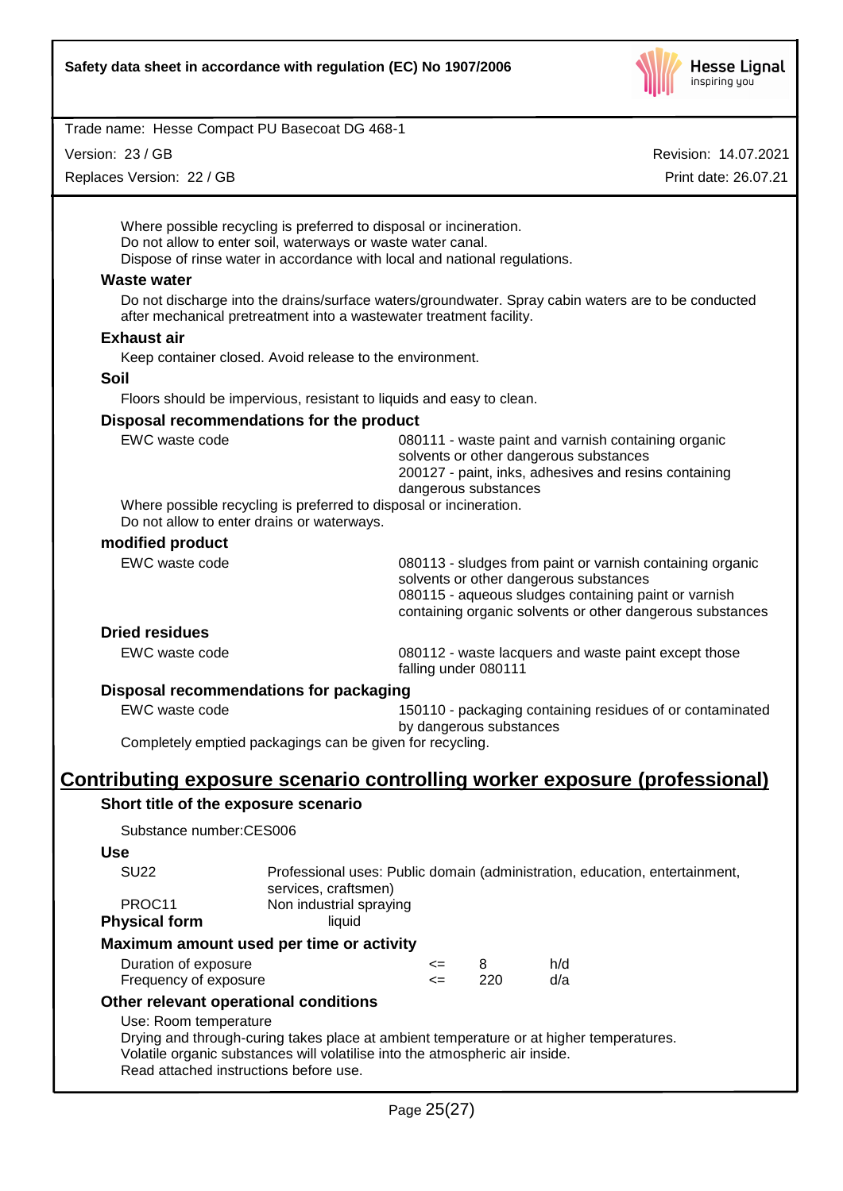Where possible recycling is preferred to disposal or incineration.
Do not allow to enter soil, waterways or waste water canal.
Dispose of rinse water in accordance with local and national regulations.

**Waste water**

Do not discharge into the drains/surface waters/groundwater. Spray cabin waters are to be conducted after mechanical pretreatment into a wastewater treatment facility.

**Exhaust air**

Keep container closed. Avoid release to the environment.

**Soil**

Floors should be impervious, resistant to liquids and easy to clean.

**Disposal recommendations for the product**

| | |
|---|---|
| EWC waste code | 080111 - waste paint and varnish containing organic solvents or other dangerous substances<br>200127 - paint, inks, adhesives and resins containing dangerous substances |

Where possible recycling is preferred to disposal or incineration.
Do not allow to enter drains or waterways.

**modified product**

| | |
|---|---|
| EWC waste code | 080113 - sludges from paint or varnish containing organic solvents or other dangerous substances<br>080115 - aqueous sludges containing paint or varnish containing organic solvents or other dangerous substances |

**Dried residues**

| | |
|---|---|
| EWC waste code | 080112 - waste lacquers and waste paint except those falling under 080111 |

**Disposal recommendations for packaging**

| | |
|---|---|
| EWC waste code | 150110 - packaging containing residues of or contaminated by dangerous substances |

Completely emptied packagings can be given for recycling.

## Contributing exposure scenario controlling worker exposure (professional)

**Short title of the exposure scenario**

Substance number:CES006

**Use**

| | |
|---|---|
| SU22 | Professional uses: Public domain (administration, education, entertainment, services, craftsmen) |
| PROC11 | Non industrial spraying |

**Physical form** liquid

**Maximum amount used per time or activity**

| | | | |
|---|---|---|---|
| Duration of exposure | <= | 8 | h/d |
| Frequency of exposure | <= | 220 | d/a |

**Other relevant operational conditions**

Use: Room temperature
Drying and through-curing takes place at ambient temperature or at higher temperatures.
Volatile organic substances will volatilise into the atmospheric air inside.
Read attached instructions before use.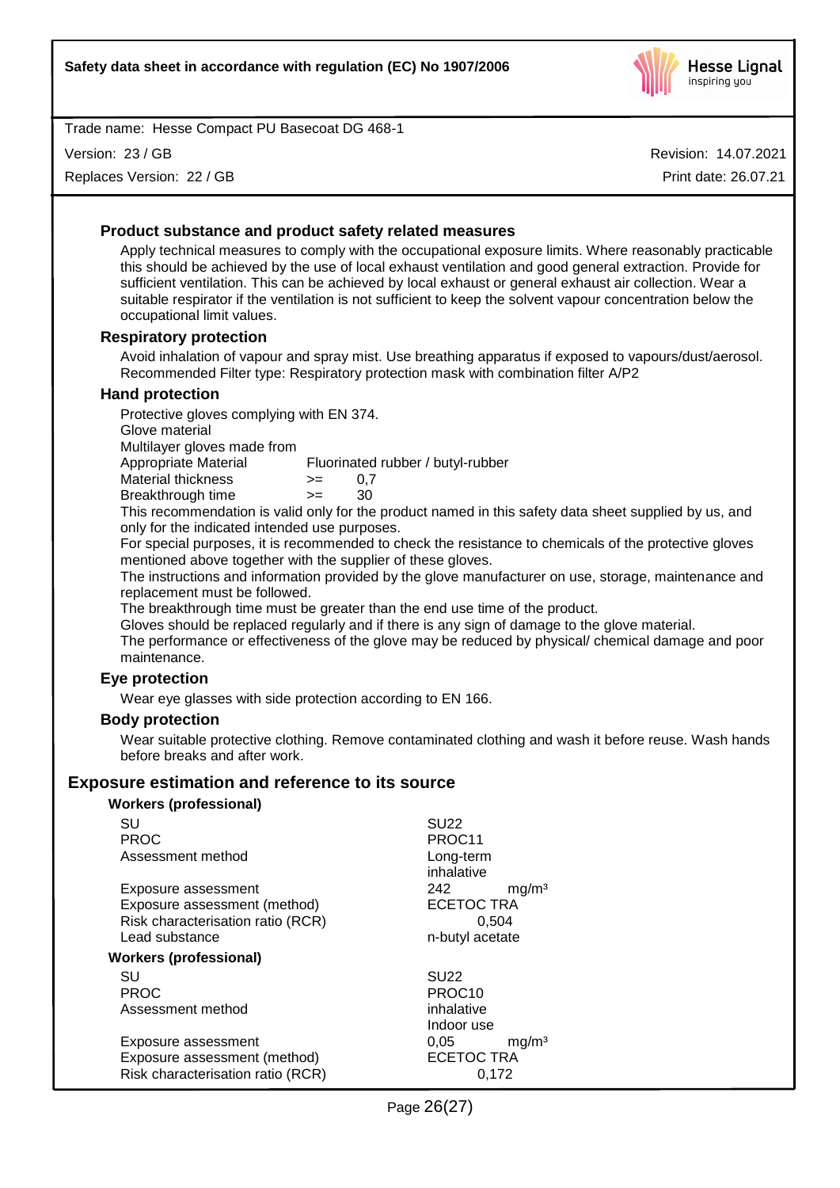### Product substance and product safety related measures

Apply technical measures to comply with the occupational exposure limits. Where reasonably practicable this should be achieved by the use of local exhaust ventilation and good general extraction. Provide for sufficient ventilation. This can be achieved by local exhaust or general exhaust air collection. Wear a suitable respirator if the ventilation is not sufficient to keep the solvent vapour concentration below the occupational limit values.

### Respiratory protection

Avoid inhalation of vapour and spray mist. Use breathing apparatus if exposed to vapours/dust/aerosol. Recommended Filter type: Respiratory protection mask with combination filter A/P2

### Hand protection

Protective gloves complying with EN 374.

Glove material

Multilayer gloves made from

| | | |
|---|---|---|
| Appropriate Material | Fluorinated rubber / butyl-rubber | |
| Material thickness | >= | 0,7 |
| Breakthrough time | >= | 30 |

This recommendation is valid only for the product named in this safety data sheet supplied by us, and only for the indicated intended use purposes.

For special purposes, it is recommended to check the resistance to chemicals of the protective gloves mentioned above together with the supplier of these gloves.

The instructions and information provided by the glove manufacturer on use, storage, maintenance and replacement must be followed.

The breakthrough time must be greater than the end use time of the product.

Gloves should be replaced regularly and if there is any sign of damage to the glove material.

The performance or effectiveness of the glove may be reduced by physical/ chemical damage and poor maintenance.

### Eye protection

Wear eye glasses with side protection according to EN 166.

### Body protection

Wear suitable protective clothing. Remove contaminated clothing and wash it before reuse. Wash hands before breaks and after work.

## Exposure estimation and reference to its source

**Workers (professional)**

| | |
|---|---|
| SU | SU22 |
| PROC | PROC11 |
| Assessment method | Long-term inhalative |
| Exposure assessment | 242 mg/m³ |
| Exposure assessment (method) | ECETOC TRA |
| Risk characterisation ratio (RCR) | 0,504 |
| Lead substance | n-butyl acetate |

**Workers (professional)**

| | |
|---|---|
| SU | SU22 |
| PROC | PROC10 |
| Assessment method | inhalative Indoor use |
| Exposure assessment | 0,05 mg/m³ |
| Exposure assessment (method) | ECETOC TRA |
| Risk characterisation ratio (RCR) | 0,172 |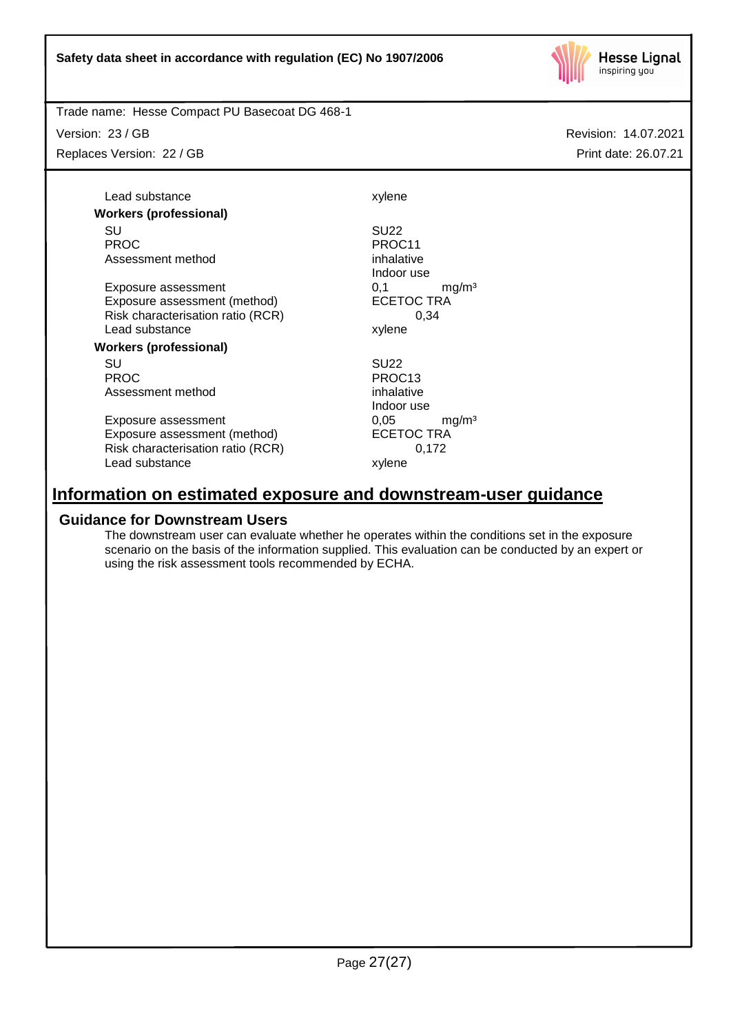Lead substance xylene

**Workers (professional)**

| | |
|---|---|
| SU | SU22 |
| PROC | PROC11 |
| Assessment method | inhalative<br>Indoor use |
| Exposure assessment | 0,1 mg/m³ |
| Exposure assessment (method) | ECETOC TRA |
| Risk characterisation ratio (RCR) | 0,34 |
| Lead substance | xylene |

**Workers (professional)**

| | |
|---|---|
| SU | SU22 |
| PROC | PROC13 |
| Assessment method | inhalative<br>Indoor use |
| Exposure assessment | 0,05 mg/m³ |
| Exposure assessment (method) | ECETOC TRA |
| Risk characterisation ratio (RCR) | 0,172 |
| Lead substance | xylene |

## Information on estimated exposure and downstream-user guidance

### Guidance for Downstream Users

The downstream user can evaluate whether he operates within the conditions set in the exposure scenario on the basis of the information supplied. This evaluation can be conducted by an expert or using the risk assessment tools recommended by ECHA.